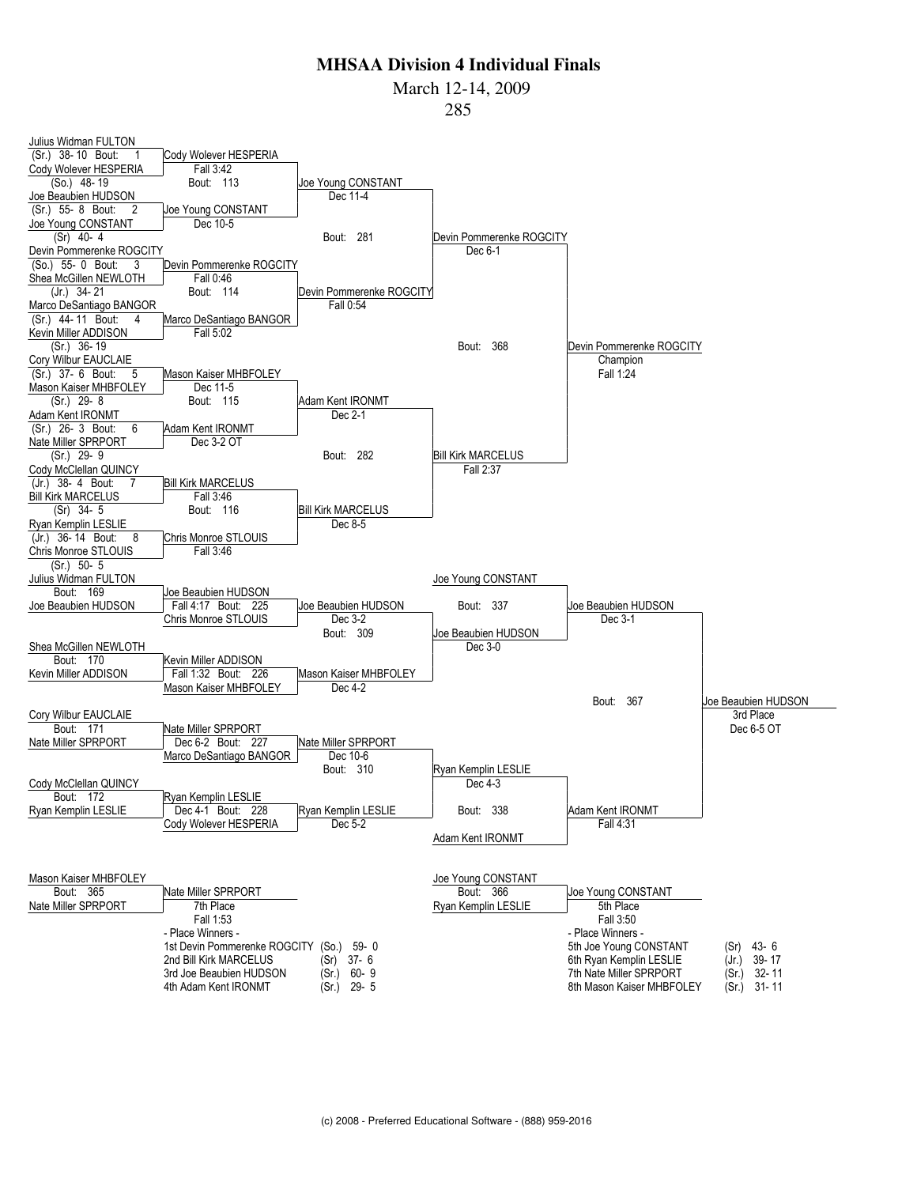# MHSAA Division 4 Individual Finals

March 12-14, 2009

285

## Championship Bracket

**First Round**

| Bout | Wrestler 1 | Wrestler 2 | Winner | Result |
|---|---|---|---|---|
| 1 | Julius Widman FULTON (Sr.) 38- 10 | Cody Wolever HESPERIA (So.) 48- 19 | Cody Wolever HESPERIA | Fall 3:42 |
| 2 | Joe Beaubien HUDSON (Sr.) 55- 8 | Joe Young CONSTANT (Sr) 40- 4 | Joe Young CONSTANT | Dec 10-5 |
| 3 | Devin Pommerenke ROGCITY (So.) 55- 0 | Shea McGillen NEWLOTH (Jr.) 34- 21 | Devin Pommerenke ROGCITY | Fall 0:46 |
| 4 | Marco DeSantiago BANGOR (Sr.) 44- 11 | Kevin Miller ADDISON (Sr.) 36- 19 | Marco DeSantiago BANGOR | Fall 5:02 |
| 5 | Cory Wilbur EAUCLAIE (Sr.) 37- 6 | Mason Kaiser MHBFOLEY (Sr.) 29- 8 | Mason Kaiser MHBFOLEY | Dec 11-5 |
| 6 | Adam Kent IRONMT (Sr.) 26- 3 | Nate Miller SPRPORT (Sr.) 29- 9 | Adam Kent IRONMT | Dec 3-2 OT |
| 7 | Cody McClellan QUINCY (Jr.) 38- 4 | Bill Kirk MARCELUS (Sr) 34- 5 | Bill Kirk MARCELUS | Fall 3:46 |
| 8 | Ryan Kemplin LESLIE (Jr.) 36- 14 | Chris Monroe STLOUIS (Sr.) 50- 5 | Chris Monroe STLOUIS | Fall 3:46 |

**Quarterfinals**

| Bout | Winner | Result |
|---|---|---|
| 113 | Joe Young CONSTANT | Dec 11-4 |
| 114 | Devin Pommerenke ROGCITY | Fall 0:54 |
| 115 | Adam Kent IRONMT | Dec 2-1 |
| 116 | Bill Kirk MARCELUS | Dec 8-5 |

**Semifinals**

| Bout | Winner | Result |
|---|---|---|
| 281 | Devin Pommerenke ROGCITY | Dec 6-1 |
| 282 | Bill Kirk MARCELUS | Fall 2:37 |

**Final**

| Bout | Winner | Result |
|---|---|---|
| 368 | Devin Pommerenke ROGCITY — Champion | Fall 1:24 |

## Consolation Bracket

| Bout | Wrestlers | Winner | Result |
|---|---|---|---|
| 169 | Julius Widman FULTON vs. Joe Beaubien HUDSON | Joe Beaubien HUDSON | |
| 170 | Shea McGillen NEWLOTH vs. Kevin Miller ADDISON | Kevin Miller ADDISON | |
| 171 | Cory Wilbur EAUCLAIE vs. Nate Miller SPRPORT | Nate Miller SPRPORT | |
| 172 | Cody McClellan QUINCY vs. Ryan Kemplin LESLIE | Ryan Kemplin LESLIE | |
| 225 | Joe Beaubien HUDSON vs. Chris Monroe STLOUIS | Joe Beaubien HUDSON | Fall 4:17 |
| 226 | Kevin Miller ADDISON vs. Mason Kaiser MHBFOLEY | Mason Kaiser MHBFOLEY | Fall 1:32 |
| 227 | Nate Miller SPRPORT vs. Marco DeSantiago BANGOR | Nate Miller SPRPORT | Dec 6-2 |
| 228 | Ryan Kemplin LESLIE vs. Cody Wolever HESPERIA | Ryan Kemplin LESLIE | Dec 4-1 |
| 309 | Joe Beaubien HUDSON vs. Mason Kaiser MHBFOLEY | Joe Beaubien HUDSON | Dec 3-2 |
| 310 | Nate Miller SPRPORT vs. Ryan Kemplin LESLIE | Ryan Kemplin LESLIE | Dec 10-6 |
| 337 | Joe Young CONSTANT vs. Joe Beaubien HUDSON | Joe Beaubien HUDSON | Dec 4-2 |
| 338 | Ryan Kemplin LESLIE vs. Adam Kent IRONMT | Adam Kent IRONMT | Dec 5-2 |
| 367 | Joe Beaubien HUDSON vs. Adam Kent IRONMT | Joe Beaubien HUDSON — 3rd Place | Dec 6-5 OT |

Additional results shown in bracket: Joe Beaubien HUDSON Dec 3-0; Ryan Kemplin LESLIE Dec 4-3; Joe Beaubien HUDSON Dec 3-1; Adam Kent IRONMT Fall 4:31.

## Placement Matches

| Bout | Wrestlers | Winner | Result |
|---|---|---|---|
| 365 | Mason Kaiser MHBFOLEY vs. Nate Miller SPRPORT | Nate Miller SPRPORT — 7th Place | Fall 1:53 |
| 366 | Joe Young CONSTANT vs. Ryan Kemplin LESLIE | Joe Young CONSTANT — 5th Place | Fall 3:50 |

## - Place Winners -

| Place | Wrestler | Year | Record |
|---|---|---|---|
| 1st | Devin Pommerenke ROGCITY | (So.) | 59- 0 |
| 2nd | Bill Kirk MARCELUS | (Sr) | 37- 6 |
| 3rd | Joe Beaubien HUDSON | (Sr.) | 60- 9 |
| 4th | Adam Kent IRONMT | (Sr.) | 29- 5 |
| 5th | Joe Young CONSTANT | (Sr) | 43- 6 |
| 6th | Ryan Kemplin LESLIE | (Jr.) | 39- 17 |
| 7th | Nate Miller SPRPORT | (Sr.) | 32- 11 |
| 8th | Mason Kaiser MHBFOLEY | (Sr.) | 31- 11 |

(c) 2008 - Preferred Educational Software - (888) 959-2016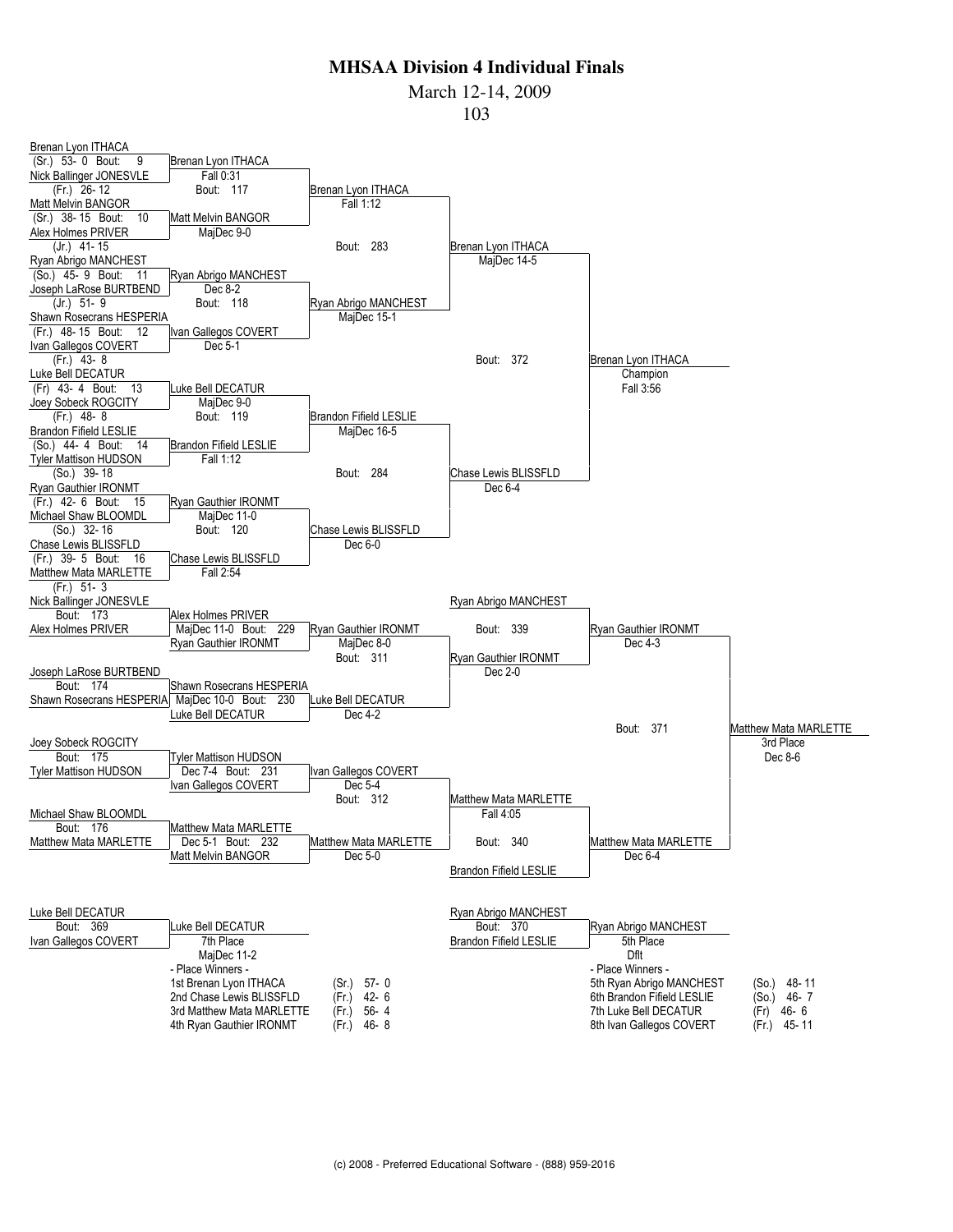# MHSAA Division 4 Individual Finals

March 12-14, 2009

103

## Championship Bracket

### First Round

| Bout | Wrestler 1 | Wrestler 2 | Winner | Result |
|---|---|---|---|---|
| 9 | Brenan Lyon ITHACA (Sr.) 53- 0 | Nick Ballinger JONESVLE (Fr.) 26- 12 | Brenan Lyon ITHACA | Fall 0:31 |
| 10 | Matt Melvin BANGOR (Sr.) 38- 15 | Alex Holmes PRIVER (Jr.) 41- 15 | Matt Melvin BANGOR | MajDec 9-0 |
| 11 | Ryan Abrigo MANCHEST (So.) 45- 9 | Joseph LaRose BURTBEND (Jr.) 51- 9 | Ryan Abrigo MANCHEST | Dec 8-2 |
| 12 | Shawn Rosecrans HESPERIA (Fr.) 48- 15 | Ivan Gallegos COVERT (Fr.) 43- 8 | Ivan Gallegos COVERT | Dec 5-1 |
| 13 | Luke Bell DECATUR (Fr) 43- 4 | Joey Sobeck ROGCITY (Fr.) 48- 8 | Luke Bell DECATUR | MajDec 9-0 |
| 14 | Brandon Fifield LESLIE (So.) 44- 4 | Tyler Mattison HUDSON (So.) 39- 18 | Brandon Fifield LESLIE | Fall 1:12 |
| 15 | Ryan Gauthier IRONMT (Fr.) 42- 6 | Michael Shaw BLOOMDL (So.) 32- 16 | Ryan Gauthier IRONMT | MajDec 11-0 |
| 16 | Chase Lewis BLISSFLD (Fr.) 39- 5 | Matthew Mata MARLETTE (Fr.) 51- 3 | Chase Lewis BLISSFLD | Fall 2:54 |

### Quarterfinals

| Bout | Winner | Result |
|---|---|---|
| 117 | Brenan Lyon ITHACA | Fall 1:12 |
| 118 | Ryan Abrigo MANCHEST | MajDec 15-1 |
| 119 | Brandon Fifield LESLIE | MajDec 16-5 |
| 120 | Chase Lewis BLISSFLD | Dec 6-0 |

### Semifinals

| Bout | Winner | Result |
|---|---|---|
| 283 | Brenan Lyon ITHACA | MajDec 14-5 |
| 284 | Chase Lewis BLISSFLD | Dec 6-4 |

### Final

| Bout | Winner | Result |
|---|---|---|
| 372 | Brenan Lyon ITHACA — Champion | Fall 3:56 |

## Consolation Bracket

| Bout | Wrestler 1 | Wrestler 2 | Winner | Result |
|---|---|---|---|---|
| 173 | Nick Ballinger JONESVLE | Alex Holmes PRIVER | Alex Holmes PRIVER | |
| 174 | Joseph LaRose BURTBEND | Shawn Rosecrans HESPERIA | Shawn Rosecrans HESPERIA | |
| 175 | Joey Sobeck ROGCITY | Tyler Mattison HUDSON | Tyler Mattison HUDSON | |
| 176 | Michael Shaw BLOOMDL | Matthew Mata MARLETTE | Matthew Mata MARLETTE | |
| 229 | Alex Holmes PRIVER | Ryan Gauthier IRONMT | Alex Holmes PRIVER | MajDec 11-0 |
| 230 | Shawn Rosecrans HESPERIA | Luke Bell DECATUR | Shawn Rosecrans HESPERIA | MajDec 10-0 |
| 231 | Tyler Mattison HUDSON | Ivan Gallegos COVERT | Tyler Mattison HUDSON | Dec 7-4 |
| 232 | Matthew Mata MARLETTE | Matt Melvin BANGOR | Matthew Mata MARLETTE | Dec 5-1 |
| 311 | | | Ryan Gauthier IRONMT | MajDec 8-0 |
| 311 | | | Luke Bell DECATUR | Dec 4-2 |
| 312 | | | Ivan Gallegos COVERT | Dec 5-4 |
| 312 | | | Matthew Mata MARLETTE | Dec 5-0 |
| 339 | Ryan Abrigo MANCHEST | Ryan Gauthier IRONMT | Ryan Gauthier IRONMT | Dec 4-3 |
| 339 | Ryan Gauthier IRONMT | Luke Bell DECATUR | Ryan Gauthier IRONMT | Dec 2-0 |
| 340 | Matthew Mata MARLETTE | Brandon Fifield LESLIE | Matthew Mata MARLETTE | Dec 6-4 |
| 340 | Ivan Gallegos COVERT | Matthew Mata MARLETTE | Matthew Mata MARLETTE | Fall 4:05 |
| 371 | Ryan Gauthier IRONMT | Matthew Mata MARLETTE | Matthew Mata MARLETTE — 3rd Place | Dec 8-6 |

### Placement Matches

| Bout | Wrestler 1 | Wrestler 2 | Winner | Result |
|---|---|---|---|---|
| 369 | Luke Bell DECATUR | Ivan Gallegos COVERT | Luke Bell DECATUR — 7th Place | MajDec 11-2 |
| 370 | Ryan Abrigo MANCHEST | Brandon Fifield LESLIE | Ryan Abrigo MANCHEST — 5th Place | Dflt |

## Place Winners

| Place | Name | Year | Record |
|---|---|---|---|
| 1st | Brenan Lyon ITHACA | (Sr.) | 57- 0 |
| 2nd | Chase Lewis BLISSFLD | (Fr.) | 42- 6 |
| 3rd | Matthew Mata MARLETTE | (Fr.) | 56- 4 |
| 4th | Ryan Gauthier IRONMT | (Fr.) | 46- 8 |
| 5th | Ryan Abrigo MANCHEST | (So.) | 48- 11 |
| 6th | Brandon Fifield LESLIE | (So.) | 46- 7 |
| 7th | Luke Bell DECATUR | (Fr) | 46- 6 |
| 8th | Ivan Gallegos COVERT | (Fr.) | 45- 11 |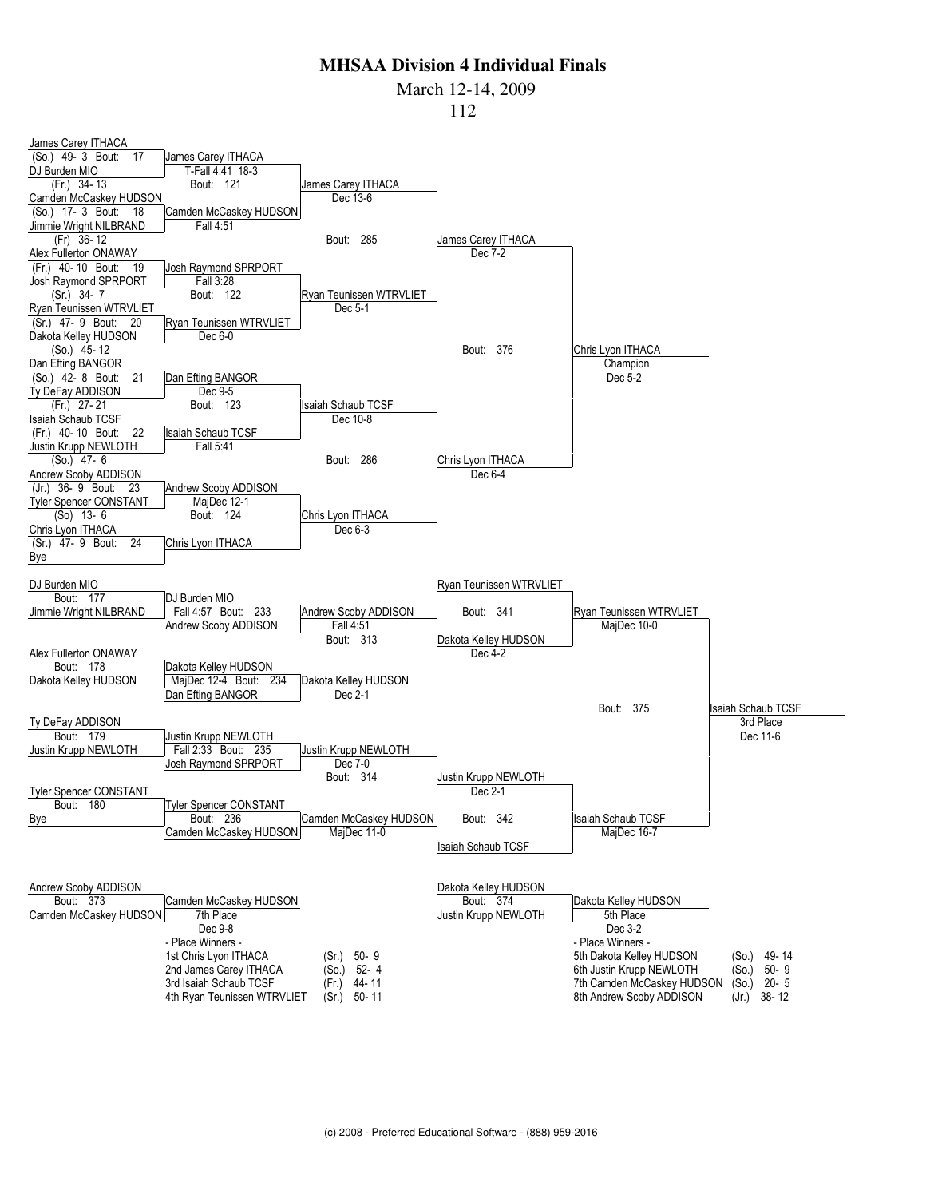# MHSAA Division 4 Individual Finals

March 12-14, 2009

112

## Championship Bracket

### First Round

| Bout | Wrestler 1 | Wrestler 2 | Winner | Result |
|---|---|---|---|---|
| 17 | James Carey ITHACA (So.) 49- 3 | DJ Burden MIO (Fr.) 34- 13 | James Carey ITHACA | T-Fall 4:41 18-3 |
| 18 | Camden McCaskey HUDSON (So.) 17- 3 | Jimmie Wright NILBRAND (Fr) 36- 12 | Camden McCaskey HUDSON | Fall 4:51 |
| 19 | Alex Fullerton ONAWAY (Fr.) 40- 10 | Josh Raymond SPRPORT (Sr.) 34- 7 | Josh Raymond SPRPORT | Fall 3:28 |
| 20 | Ryan Teunissen WTRVLIET (Sr.) 47- 9 | Dakota Kelley HUDSON (So.) 45- 12 | Ryan Teunissen WTRVLIET | Dec 6-0 |
| 21 | Dan Efting BANGOR (So.) 42- 8 | Ty DeFay ADDISON (Fr.) 27- 21 | Dan Efting BANGOR | Dec 9-5 |
| 22 | Isaiah Schaub TCSF (Fr.) 40- 10 | Justin Krupp NEWLOTH (So.) 47- 6 | Isaiah Schaub TCSF | Fall 5:41 |
| 23 | Andrew Scoby ADDISON (Jr.) 36- 9 | Tyler Spencer CONSTANT (So) 13- 6 | Andrew Scoby ADDISON | MajDec 12-1 |
| 24 | Chris Lyon ITHACA (Sr.) 47- 9 | Bye | Chris Lyon ITHACA | |

### Quarterfinals

| Bout | Wrestler 1 | Wrestler 2 | Winner | Result |
|---|---|---|---|---|
| 121 | James Carey ITHACA | Camden McCaskey HUDSON | James Carey ITHACA | Dec 13-6 |
| 122 | Josh Raymond SPRPORT | Ryan Teunissen WTRVLIET | Ryan Teunissen WTRVLIET | Dec 5-1 |
| 123 | Dan Efting BANGOR | Isaiah Schaub TCSF | Isaiah Schaub TCSF | Dec 10-8 |
| 124 | Andrew Scoby ADDISON | Chris Lyon ITHACA | Chris Lyon ITHACA | Dec 6-3 |

### Semifinals

| Bout | Wrestler 1 | Wrestler 2 | Winner | Result |
|---|---|---|---|---|
| 285 | James Carey ITHACA | Ryan Teunissen WTRVLIET | James Carey ITHACA | Dec 7-2 |
| 286 | Isaiah Schaub TCSF | Chris Lyon ITHACA | Chris Lyon ITHACA | Dec 6-4 |

### Final

| Bout | Wrestler 1 | Wrestler 2 | Winner | Result |
|---|---|---|---|---|
| 376 | James Carey ITHACA | Chris Lyon ITHACA | Chris Lyon ITHACA (Champion) | Dec 5-2 |

## Consolation Bracket

| Bout | Wrestler 1 | Wrestler 2 | Winner | Result |
|---|---|---|---|---|
| 177 | DJ Burden MIO | Jimmie Wright NILBRAND | DJ Burden MIO | |
| 178 | Alex Fullerton ONAWAY | Dakota Kelley HUDSON | Dakota Kelley HUDSON | |
| 179 | Ty DeFay ADDISON | Justin Krupp NEWLOTH | Justin Krupp NEWLOTH | |
| 180 | Tyler Spencer CONSTANT | Bye | Tyler Spencer CONSTANT | |
| 233 | DJ Burden MIO | Andrew Scoby ADDISON | Andrew Scoby ADDISON | Fall 4:57 |
| 234 | Dakota Kelley HUDSON | Dan Efting BANGOR | Dakota Kelley HUDSON | MajDec 12-4 |
| 235 | Justin Krupp NEWLOTH | Josh Raymond SPRPORT | Justin Krupp NEWLOTH | Fall 2:33 |
| 236 | Tyler Spencer CONSTANT | Camden McCaskey HUDSON | Camden McCaskey HUDSON | |
| 313 | Andrew Scoby ADDISON | Dakota Kelley HUDSON | Dakota Kelley HUDSON | Fall 4:51 / Dec 2-1 |
| 314 | Justin Krupp NEWLOTH | Camden McCaskey HUDSON | Justin Krupp NEWLOTH | Dec 7-0 / MajDec 11-0 |
| 341 | Ryan Teunissen WTRVLIET | Dakota Kelley HUDSON | Ryan Teunissen WTRVLIET | Dec 4-2 |
| 342 | Justin Krupp NEWLOTH | Isaiah Schaub TCSF | Isaiah Schaub TCSF | Dec 2-1 |
| 375 | Ryan Teunissen WTRVLIET | Isaiah Schaub TCSF | Isaiah Schaub TCSF (3rd Place) | MajDec 10-0 / MajDec 16-7 / Dec 11-6 |

## Placement Matches

| Bout | Wrestler 1 | Wrestler 2 | Winner | Result |
|---|---|---|---|---|
| 373 | Andrew Scoby ADDISON | Camden McCaskey HUDSON | Camden McCaskey HUDSON (7th Place) | Dec 9-8 |
| 374 | Dakota Kelley HUDSON | Justin Krupp NEWLOTH | Dakota Kelley HUDSON (5th Place) | Dec 3-2 |

## - Place Winners -

| Place | Wrestler | Year | Record |
|---|---|---|---|
| 1st | Chris Lyon ITHACA | (Sr.) | 50- 9 |
| 2nd | James Carey ITHACA | (So.) | 52- 4 |
| 3rd | Isaiah Schaub TCSF | (Fr.) | 44- 11 |
| 4th | Ryan Teunissen WTRVLIET | (Sr.) | 50- 11 |
| 5th | Dakota Kelley HUDSON | (So.) | 49- 14 |
| 6th | Justin Krupp NEWLOTH | (So.) | 50- 9 |
| 7th | Camden McCaskey HUDSON | (So.) | 20- 5 |
| 8th | Andrew Scoby ADDISON | (Jr.) | 38- 12 |

(c) 2008 - Preferred Educational Software - (888) 959-2016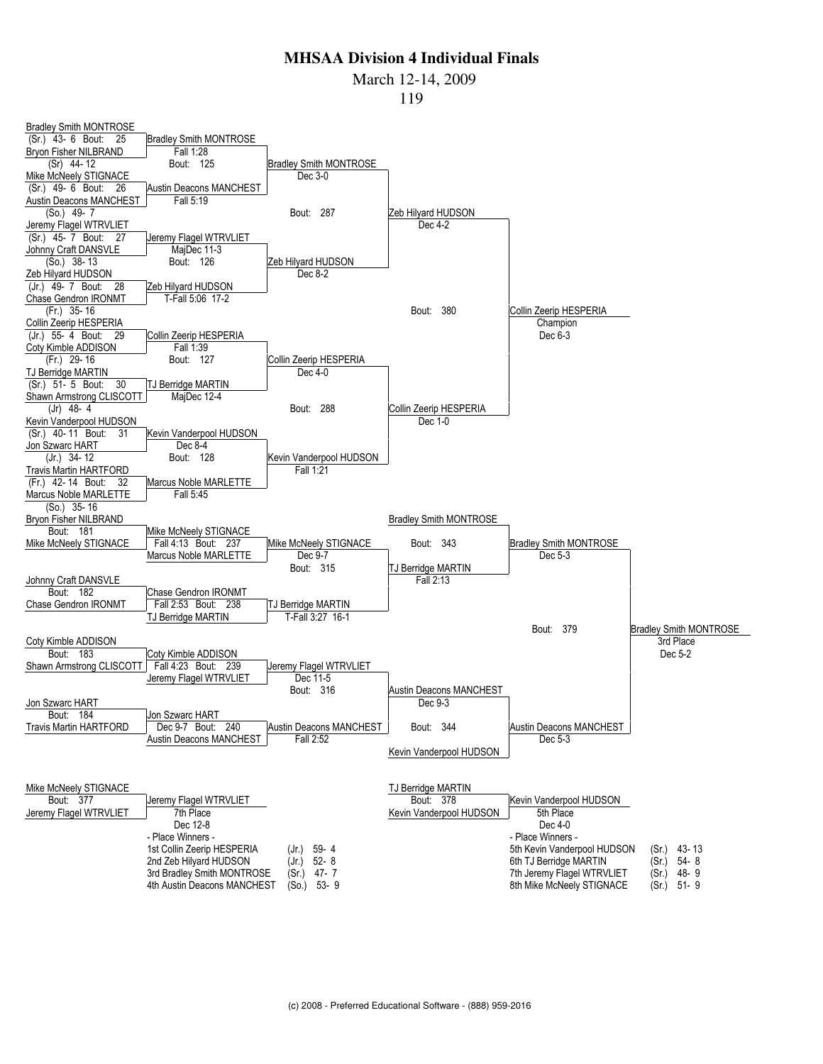# MHSAA Division 4 Individual Finals

March 12-14, 2009

119

## Championship Bracket

**First Round**

| Bout | Wrestler 1 | Wrestler 2 | Winner | Result |
|---|---|---|---|---|
| 25 | Bradley Smith MONTROSE (Sr.) 43- 6 | Bryon Fisher NILBRAND (Sr) 44- 12 | Bradley Smith MONTROSE | Fall 1:28 |
| 26 | Mike McNeely STIGNACE (Sr.) 49- 6 | Austin Deacons MANCHEST (So.) 49- 7 | Austin Deacons MANCHEST | Fall 5:19 |
| 27 | Jeremy Flagel WTRVLIET (Sr.) 45- 7 | Johnny Craft DANSVLE (So.) 38- 13 | Jeremy Flagel WTRVLIET | MajDec 11-3 |
| 28 | Zeb Hilyard HUDSON (Jr.) 49- 7 | Chase Gendron IRONMT (Fr.) 35- 16 | Zeb Hilyard HUDSON | T-Fall 5:06 17-2 |
| 29 | Collin Zeerip HESPERIA (Jr.) 55- 4 | Coty Kimble ADDISON (Fr.) 29- 16 | Collin Zeerip HESPERIA | Fall 1:39 |
| 30 | TJ Berridge MARTIN (Sr.) 51- 5 | Shawn Armstrong CLISCOTT (Jr) 48- 4 | TJ Berridge MARTIN | MajDec 12-4 |
| 31 | Kevin Vanderpool HUDSON (Sr.) 40- 11 | Jon Szwarc HART (Jr.) 34- 12 | Kevin Vanderpool HUDSON | Dec 8-4 |
| 32 | Travis Martin HARTFORD (Fr.) 42- 14 | Marcus Noble MARLETTE (So.) 35- 16 | Marcus Noble MARLETTE | Fall 5:45 |

**Quarterfinals**

| Bout | Winner | Result |
|---|---|---|
| 125 | Bradley Smith MONTROSE | Dec 3-0 |
| 126 | Zeb Hilyard HUDSON | Dec 8-2 |
| 127 | Collin Zeerip HESPERIA | Dec 4-0 |
| 128 | Kevin Vanderpool HUDSON | Fall 1:21 |

**Semifinals**

| Bout | Winner | Result |
|---|---|---|
| 287 | Zeb Hilyard HUDSON | Dec 4-2 |
| 288 | Collin Zeerip HESPERIA | Dec 1-0 |

**Final**

| Bout | Winner | Result |
|---|---|---|
| 380 | Collin Zeerip HESPERIA — Champion | Dec 6-3 |

## Consolation Bracket

| Bout | Wrestler 1 | Wrestler 2 | Winner | Result |
|---|---|---|---|---|
| 181 | Bryon Fisher NILBRAND | Mike McNeely STIGNACE | Mike McNeely STIGNACE | Fall 4:13 |
| 182 | Johnny Craft DANSVLE | Chase Gendron IRONMT | Chase Gendron IRONMT | Fall 2:53 |
| 183 | Coty Kimble ADDISON | Shawn Armstrong CLISCOTT | Coty Kimble ADDISON | Fall 4:23 |
| 184 | Jon Szwarc HART | Travis Martin HARTFORD | Jon Szwarc HART | Dec 9-7 |
| 237 | Mike McNeely STIGNACE | Marcus Noble MARLETTE | Mike McNeely STIGNACE | Dec 9-7 |
| 238 | Chase Gendron IRONMT | TJ Berridge MARTIN | TJ Berridge MARTIN | T-Fall 3:27 16-1 |
| 239 | Coty Kimble ADDISON | Jeremy Flagel WTRVLIET | Jeremy Flagel WTRVLIET | Dec 11-5 |
| 240 | Jon Szwarc HART | Austin Deacons MANCHEST | Austin Deacons MANCHEST | Fall 2:52 |
| 315 | Mike McNeely STIGNACE | TJ Berridge MARTIN | TJ Berridge MARTIN | Fall 2:13 |
| 316 | Jeremy Flagel WTRVLIET | Austin Deacons MANCHEST | Austin Deacons MANCHEST | Dec 9-3 |
| 343 | Bradley Smith MONTROSE | TJ Berridge MARTIN | Bradley Smith MONTROSE | Dec 5-3 |
| 344 | Austin Deacons MANCHEST | Kevin Vanderpool HUDSON | Austin Deacons MANCHEST | Dec 5-3 |
| 379 | Bradley Smith MONTROSE | Austin Deacons MANCHEST | Bradley Smith MONTROSE — 3rd Place | Dec 5-2 |
| 377 | Mike McNeely STIGNACE | Jeremy Flagel WTRVLIET | Jeremy Flagel WTRVLIET — 7th Place | Dec 12-8 |
| 378 | TJ Berridge MARTIN | Kevin Vanderpool HUDSON | Kevin Vanderpool HUDSON — 5th Place | Dec 4-0 |

## - Place Winners -

| Place | Wrestler | Year | Record |
|---|---|---|---|
| 1st | Collin Zeerip HESPERIA | (Jr.) | 59- 4 |
| 2nd | Zeb Hilyard HUDSON | (Jr.) | 52- 8 |
| 3rd | Bradley Smith MONTROSE | (Sr.) | 47- 7 |
| 4th | Austin Deacons MANCHEST | (So.) | 53- 9 |
| 5th | Kevin Vanderpool HUDSON | (Sr.) | 43- 13 |
| 6th | TJ Berridge MARTIN | (Sr.) | 54- 8 |
| 7th | Jeremy Flagel WTRVLIET | (Sr.) | 48- 9 |
| 8th | Mike McNeely STIGNACE | (Sr.) | 51- 9 |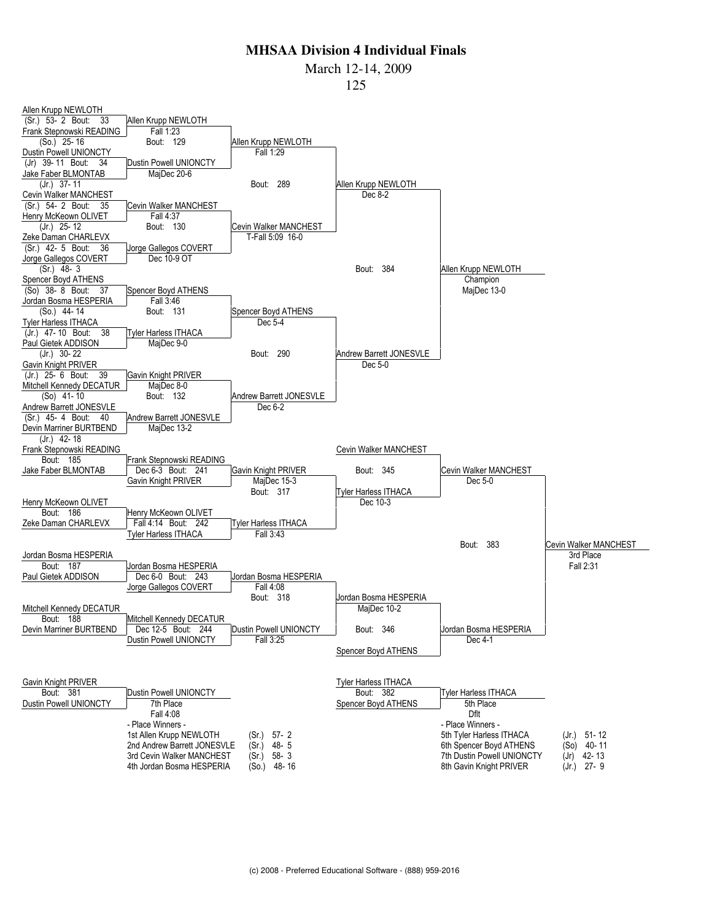# MHSAA Division 4 Individual Finals

March 12-14, 2009

125

## Championship Bracket

**First Round**

- Bout 33: Allen Krupp NEWLOTH (Sr.) 53-2 vs Frank Stepnowski READING (So.) 25-16 — Allen Krupp NEWLOTH, Fall 1:23
- Bout 34: Dustin Powell UNIONCTY (Jr) 39-11 vs Jake Faber BLMONTAB (Jr.) 37-11 — Dustin Powell UNIONCTY, MajDec 20-6
- Bout 35: Cevin Walker MANCHEST (Sr.) 54-2 vs Henry McKeown OLIVET (Jr.) 25-12 — Cevin Walker MANCHEST, Fall 4:37
- Bout 36: Zeke Daman CHARLEVX (Sr.) 42-5 vs Jorge Gallegos COVERT (Sr.) 48-3 — Jorge Gallegos COVERT, Dec 10-9 OT
- Bout 37: Spencer Boyd ATHENS (So) 38-8 vs Jordan Bosma HESPERIA (So.) 44-14 — Spencer Boyd ATHENS, Fall 3:46
- Bout 38: Tyler Harless ITHACA (Jr.) 47-10 vs Paul Gietek ADDISON (Jr.) 30-22 — Tyler Harless ITHACA, MajDec 9-0
- Bout 39: Gavin Knight PRIVER (Jr.) 25-6 vs Mitchell Kennedy DECATUR (So) 41-10 — Gavin Knight PRIVER, MajDec 8-0
- Bout 40: Andrew Barrett JONESVLE (Sr.) 45-4 vs Devin Marriner BURTBEND (Jr.) 42-18 — Andrew Barrett JONESVLE, MajDec 13-2

**Quarterfinals**

- Bout 129: Allen Krupp NEWLOTH vs Dustin Powell UNIONCTY — Allen Krupp NEWLOTH, Fall 1:29
- Bout 130: Cevin Walker MANCHEST vs Jorge Gallegos COVERT — Cevin Walker MANCHEST, T-Fall 5:09 16-0
- Bout 131: Spencer Boyd ATHENS vs Tyler Harless ITHACA — Spencer Boyd ATHENS, Dec 5-4
- Bout 132: Gavin Knight PRIVER vs Andrew Barrett JONESVLE — Andrew Barrett JONESVLE, Dec 6-2

**Semifinals**

- Bout 289: Allen Krupp NEWLOTH vs Cevin Walker MANCHEST — Allen Krupp NEWLOTH, Dec 8-2
- Bout 290: Spencer Boyd ATHENS vs Andrew Barrett JONESVLE — Andrew Barrett JONESVLE, Dec 5-0

**Final**

- Bout 384: Allen Krupp NEWLOTH vs Andrew Barrett JONESVLE — Allen Krupp NEWLOTH, Champion, MajDec 13-0

## Consolation Bracket

- Bout 185: Frank Stepnowski READING vs Jake Faber BLMONTAB — Frank Stepnowski READING, Dec 6-3
- Bout 186: Henry McKeown OLIVET vs Zeke Daman CHARLEVX — Henry McKeown OLIVET, Fall 4:14
- Bout 187: Jordan Bosma HESPERIA vs Paul Gietek ADDISON — Jordan Bosma HESPERIA, Dec 6-0
- Bout 188: Mitchell Kennedy DECATUR vs Devin Marriner BURTBEND — Mitchell Kennedy DECATUR, Dec 12-5
- Bout 241: Frank Stepnowski READING vs Gavin Knight PRIVER — Gavin Knight PRIVER, MajDec 15-3
- Bout 242: Henry McKeown OLIVET vs Tyler Harless ITHACA — Tyler Harless ITHACA, Fall 3:43
- Bout 243: Jordan Bosma HESPERIA vs Jorge Gallegos COVERT — Jordan Bosma HESPERIA, Fall 4:08
- Bout 244: Mitchell Kennedy DECATUR vs Dustin Powell UNIONCTY — Dustin Powell UNIONCTY, Fall 3:25
- Bout 317: Gavin Knight PRIVER vs Tyler Harless ITHACA — Tyler Harless ITHACA, Dec 10-3
- Bout 318: Jordan Bosma HESPERIA vs Dustin Powell UNIONCTY — Jordan Bosma HESPERIA, MajDec 10-2
- Bout 345: Cevin Walker MANCHEST vs Tyler Harless ITHACA — Cevin Walker MANCHEST, Dec 5-0
- Bout 346: Jordan Bosma HESPERIA vs Spencer Boyd ATHENS — Jordan Bosma HESPERIA, Dec 4-1
- Bout 383: Cevin Walker MANCHEST vs Jordan Bosma HESPERIA — Cevin Walker MANCHEST, 3rd Place, Fall 2:31

## Placement Bouts

- Bout 381: Gavin Knight PRIVER vs Dustin Powell UNIONCTY — Dustin Powell UNIONCTY, 7th Place, Fall 4:08
- Bout 382: Tyler Harless ITHACA vs Spencer Boyd ATHENS — Tyler Harless ITHACA, 5th Place, Dflt

## Place Winners

| Place | Name | Class | Record |
|---|---|---|---|
| 1st | Allen Krupp NEWLOTH | (Sr.) | 57-2 |
| 2nd | Andrew Barrett JONESVLE | (Sr.) | 48-5 |
| 3rd | Cevin Walker MANCHEST | (Sr.) | 58-3 |
| 4th | Jordan Bosma HESPERIA | (So.) | 48-16 |
| 5th | Tyler Harless ITHACA | (Jr.) | 51-12 |
| 6th | Spencer Boyd ATHENS | (So) | 40-11 |
| 7th | Dustin Powell UNIONCTY | (Jr) | 42-13 |
| 8th | Gavin Knight PRIVER | (Jr.) | 27-9 |

(c) 2008 - Preferred Educational Software - (888) 959-2016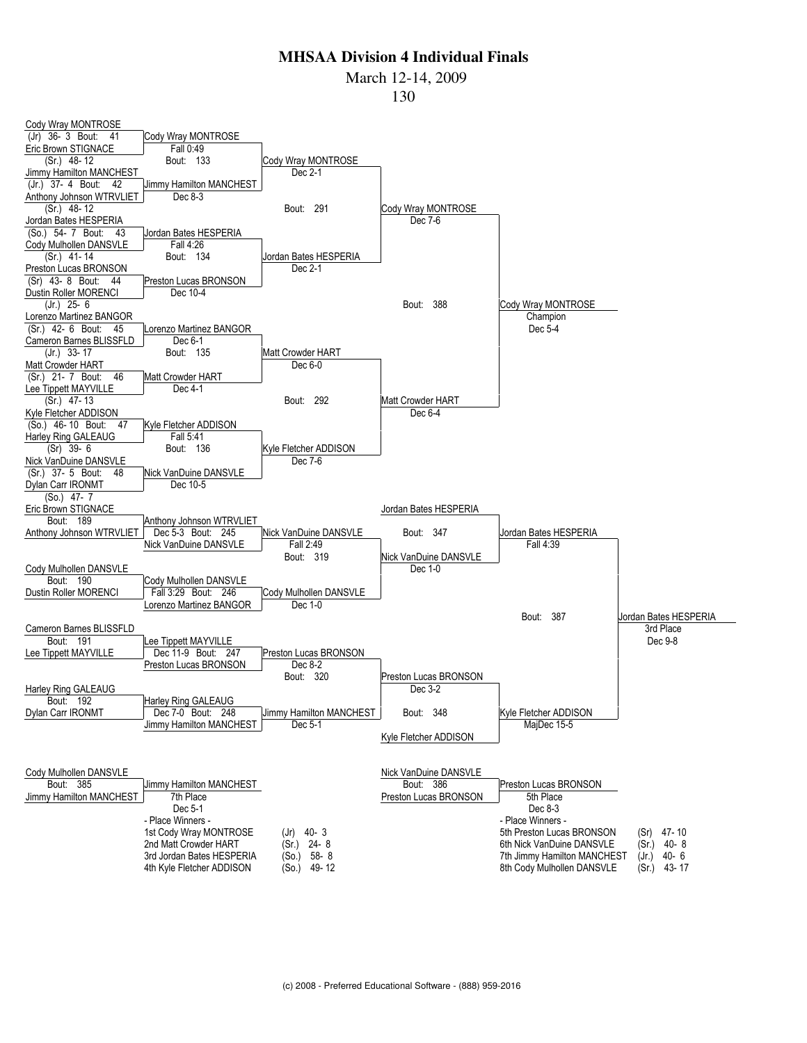# MHSAA Division 4 Individual Finals

March 12-14, 2009

130

## Championship Bracket

### First Round

- Bout 41: Cody Wray MONTROSE (Jr) 36-3 vs Eric Brown STIGNACE (Sr.) 48-12 — Cody Wray MONTROSE, Fall 0:49
- Bout 42: Jimmy Hamilton MANCHEST (Jr.) 37-4 vs Anthony Johnson WTRVLIET (Sr.) 48-12 — Jimmy Hamilton MANCHEST, Dec 8-3
- Bout 43: Jordan Bates HESPERIA (So.) 54-7 vs Cody Mulhollen DANSVLE (Sr.) 41-14 — Jordan Bates HESPERIA, Fall 4:26
- Bout 44: Preston Lucas BRONSON (Sr) 43-8 vs Dustin Roller MORENCI (Jr.) 25-6 — Preston Lucas BRONSON, Dec 10-4
- Bout 45: Lorenzo Martinez BANGOR (Sr.) 42-6 vs Cameron Barnes BLISSFLD (Jr.) 33-17 — Lorenzo Martinez BANGOR, Dec 6-1
- Bout 46: Matt Crowder HART (Sr.) 21-7 vs Lee Tippett MAYVILLE (Sr.) 47-13 — Matt Crowder HART, Dec 4-1
- Bout 47: Kyle Fletcher ADDISON (So.) 46-10 vs Harley Ring GALEAUG (Sr) 39-6 — Kyle Fletcher ADDISON, Fall 5:41
- Bout 48: Nick VanDuine DANSVLE (Sr.) 37-5 vs Dylan Carr IRONMT (So.) 47-7 — Nick VanDuine DANSVLE, Dec 10-5

### Quarterfinals

- Bout 133: Cody Wray MONTROSE, Dec 2-1
- Bout 134: Jordan Bates HESPERIA, Dec 2-1
- Bout 135: Matt Crowder HART, Dec 6-0
- Bout 136: Kyle Fletcher ADDISON, Dec 7-6

### Semifinals

- Bout 291: Cody Wray MONTROSE, Dec 7-6
- Bout 292: Matt Crowder HART, Dec 6-4

### Final

- Bout 388: Cody Wray MONTROSE — Champion, Dec 5-4

## Consolation Bracket

- Bout 189: Eric Brown STIGNACE vs Anthony Johnson WTRVLIET — Anthony Johnson WTRVLIET, Dec 5-3
- Bout 190: Cody Mulhollen DANSVLE vs Dustin Roller MORENCI — Cody Mulhollen DANSVLE, Fall 3:29
- Bout 191: Cameron Barnes BLISSFLD vs Lee Tippett MAYVILLE — Lee Tippett MAYVILLE, Dec 11-9
- Bout 192: Harley Ring GALEAUG vs Dylan Carr IRONMT — Harley Ring GALEAUG, Dec 7-0
- Bout 245: Anthony Johnson WTRVLIET vs Nick VanDuine DANSVLE — Nick VanDuine DANSVLE, Fall 2:49
- Bout 246: Cody Mulhollen DANSVLE vs Lorenzo Martinez BANGOR — Cody Mulhollen DANSVLE, Dec 1-0
- Bout 247: Lee Tippett MAYVILLE vs Preston Lucas BRONSON — Preston Lucas BRONSON, Dec 8-2
- Bout 248: Harley Ring GALEAUG vs Jimmy Hamilton MANCHEST — Jimmy Hamilton MANCHEST, Dec 5-1
- Bout 319: Nick VanDuine DANSVLE vs Cody Mulhollen DANSVLE — Nick VanDuine DANSVLE, Dec 1-0
- Bout 320: Preston Lucas BRONSON vs Jimmy Hamilton MANCHEST — Preston Lucas BRONSON, Dec 3-2
- Bout 347: Jordan Bates HESPERIA vs Nick VanDuine DANSVLE — Jordan Bates HESPERIA, Fall 4:39
- Bout 348: Preston Lucas BRONSON vs Kyle Fletcher ADDISON — Kyle Fletcher ADDISON, MajDec 15-5
- Bout 387: Jordan Bates HESPERIA — 3rd Place, Dec 9-8

## Placement Bouts

- Bout 385: Cody Mulhollen DANSVLE vs Jimmy Hamilton MANCHEST — Jimmy Hamilton MANCHEST, 7th Place, Dec 5-1
- Bout 386: Nick VanDuine DANSVLE vs Preston Lucas BRONSON — Preston Lucas BRONSON, 5th Place, Dec 8-3

## Place Winners

| Place | Wrestler | Year | Record |
|---|---|---|---|
| 1st | Cody Wray MONTROSE | (Jr) | 40- 3 |
| 2nd | Matt Crowder HART | (Sr.) | 24- 8 |
| 3rd | Jordan Bates HESPERIA | (So.) | 58- 8 |
| 4th | Kyle Fletcher ADDISON | (So.) | 49- 12 |
| 5th | Preston Lucas BRONSON | (Sr) | 47- 10 |
| 6th | Nick VanDuine DANSVLE | (Sr.) | 40- 8 |
| 7th | Jimmy Hamilton MANCHEST | (Jr.) | 40- 6 |
| 8th | Cody Mulhollen DANSVLE | (Sr.) | 43- 17 |

(c) 2008 - Preferred Educational Software - (888) 959-2016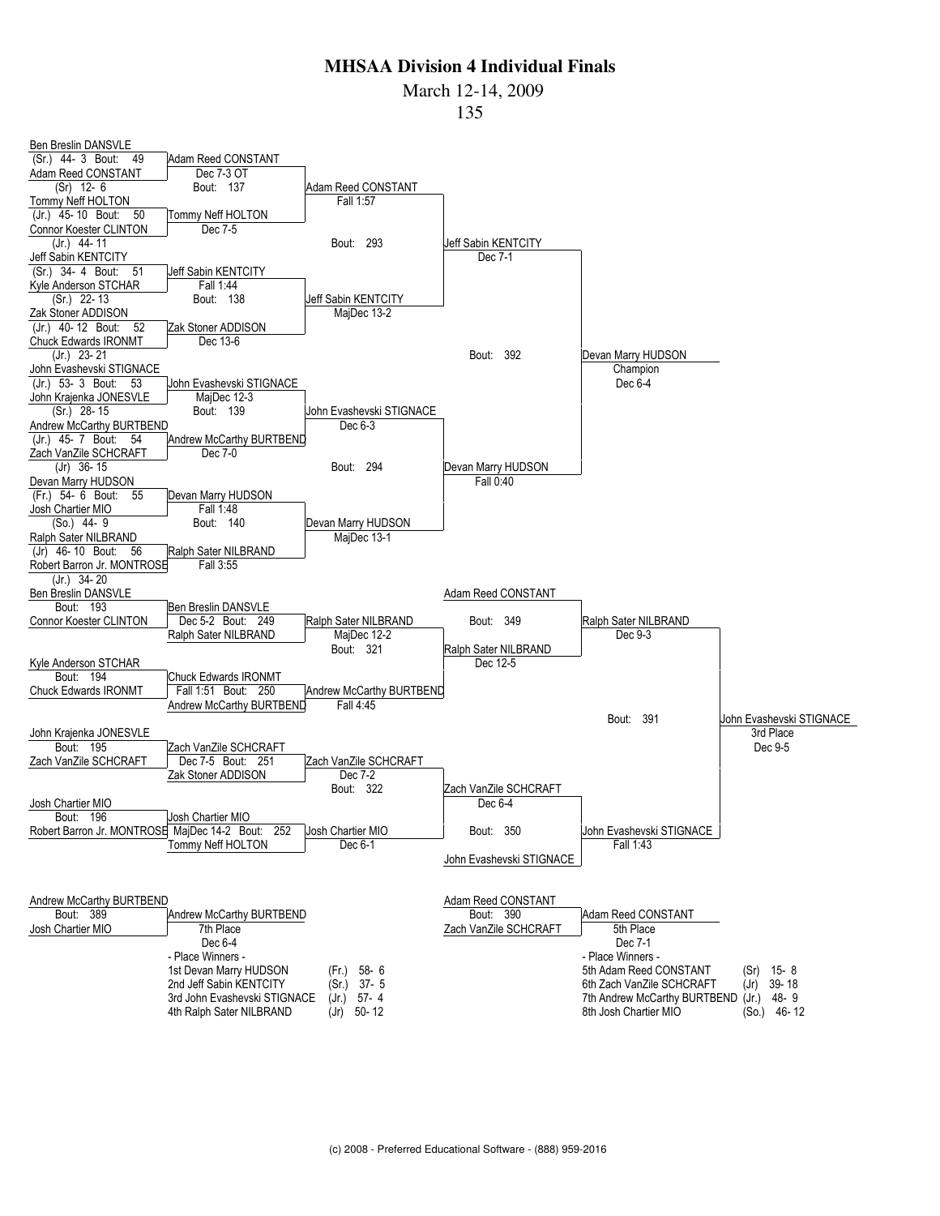# MHSAA Division 4 Individual Finals

March 12-14, 2009

135

## Championship Bracket

**First Round**

- Ben Breslin DANSVLE (Sr.) 44- 3 vs Adam Reed CONSTANT (Sr) 12- 6 — Bout: 49 — Adam Reed CONSTANT, Dec 7-3 OT
- Tommy Neff HOLTON (Jr.) 45- 10 vs Connor Koester CLINTON (Jr.) 44- 11 — Bout: 50 — Tommy Neff HOLTON, Dec 7-5
- Jeff Sabin KENTCITY (Sr.) 34- 4 vs Kyle Anderson STCHAR (Sr.) 22- 13 — Bout: 51 — Jeff Sabin KENTCITY, Fall 1:44
- Zak Stoner ADDISON (Jr.) 40- 12 vs Chuck Edwards IRONMT (Jr.) 23- 21 — Bout: 52 — Zak Stoner ADDISON, Dec 13-6
- John Evashevski STIGNACE (Jr.) 53- 3 vs John Krajenka JONESVLE (Sr.) 28- 15 — Bout: 53 — John Evashevski STIGNACE, MajDec 12-3
- Andrew McCarthy BURTBEND (Jr.) 45- 7 vs Zach VanZile SCHCRAFT (Jr) 36- 15 — Bout: 54 — Andrew McCarthy BURTBEND, Dec 7-0
- Devan Marry HUDSON (Fr.) 54- 6 vs Josh Chartier MIO (So.) 44- 9 — Bout: 55 — Devan Marry HUDSON, Fall 1:48
- Ralph Sater NILBRAND (Jr) 46- 10 vs Robert Barron Jr. MONTROSE (Jr.) 34- 20 — Bout: 56 — Ralph Sater NILBRAND, Fall 3:55

**Quarterfinals**

- Bout: 137 — Adam Reed CONSTANT, Fall 1:57
- Bout: 138 — Jeff Sabin KENTCITY, MajDec 13-2
- Bout: 139 — John Evashevski STIGNACE, Dec 6-3
- Bout: 140 — Devan Marry HUDSON, MajDec 13-1

**Semifinals**

- Bout: 293 — Jeff Sabin KENTCITY, Dec 7-1
- Bout: 294 — Devan Marry HUDSON, Fall 0:40

**Final**

- Bout: 392 — Devan Marry HUDSON, Champion, Dec 6-4

## Consolation Bracket

- Bout: 193 — Ben Breslin DANSVLE vs Connor Koester CLINTON — Ben Breslin DANSVLE, Dec 5-2
- Bout: 194 — Kyle Anderson STCHAR vs Chuck Edwards IRONMT — Chuck Edwards IRONMT, Fall 1:51
- Bout: 195 — John Krajenka JONESVLE vs Zach VanZile SCHCRAFT — Zach VanZile SCHCRAFT, Dec 7-5
- Bout: 196 — Josh Chartier MIO vs Robert Barron Jr. MONTROSE — Josh Chartier MIO, MajDec 14-2
- Bout: 249 — Ben Breslin DANSVLE vs Ralph Sater NILBRAND — Ralph Sater NILBRAND, MajDec 12-2
- Bout: 250 — Chuck Edwards IRONMT vs Andrew McCarthy BURTBEND — Andrew McCarthy BURTBEND, Fall 4:45
- Bout: 251 — Zach VanZile SCHCRAFT vs Zak Stoner ADDISON — Zach VanZile SCHCRAFT, Dec 7-2
- Bout: 252 — Josh Chartier MIO vs Tommy Neff HOLTON — Josh Chartier MIO, Dec 6-1
- Bout: 321 — Ralph Sater NILBRAND vs Andrew McCarthy BURTBEND — Ralph Sater NILBRAND, Dec 12-5
- Bout: 322 — Zach VanZile SCHCRAFT vs Josh Chartier MIO — Zach VanZile SCHCRAFT, Dec 6-4
- Bout: 349 — Adam Reed CONSTANT vs Ralph Sater NILBRAND — Ralph Sater NILBRAND, Dec 9-3
- Bout: 350 — Zach VanZile SCHCRAFT vs John Evashevski STIGNACE — John Evashevski STIGNACE, Fall 1:43
- Bout: 391 — Ralph Sater NILBRAND vs John Evashevski STIGNACE — John Evashevski STIGNACE, 3rd Place, Dec 9-5

## Placement Matches

- Bout: 389 — Andrew McCarthy BURTBEND vs Josh Chartier MIO — Andrew McCarthy BURTBEND, 7th Place, Dec 6-4
- Bout: 390 — Adam Reed CONSTANT vs Zach VanZile SCHCRAFT — Adam Reed CONSTANT, 5th Place, Dec 7-1

## - Place Winners -

| Place | Wrestler | Year | Record |
|---|---|---|---|
| 1st | Devan Marry HUDSON | (Fr.) | 58- 6 |
| 2nd | Jeff Sabin KENTCITY | (Sr.) | 37- 5 |
| 3rd | John Evashevski STIGNACE | (Jr.) | 57- 4 |
| 4th | Ralph Sater NILBRAND | (Jr) | 50- 12 |
| 5th | Adam Reed CONSTANT | (Sr) | 15- 8 |
| 6th | Zach VanZile SCHCRAFT | (Jr) | 39- 18 |
| 7th | Andrew McCarthy BURTBEND | (Jr.) | 48- 9 |
| 8th | Josh Chartier MIO | (So.) | 46- 12 |

(c) 2008 - Preferred Educational Software - (888) 959-2016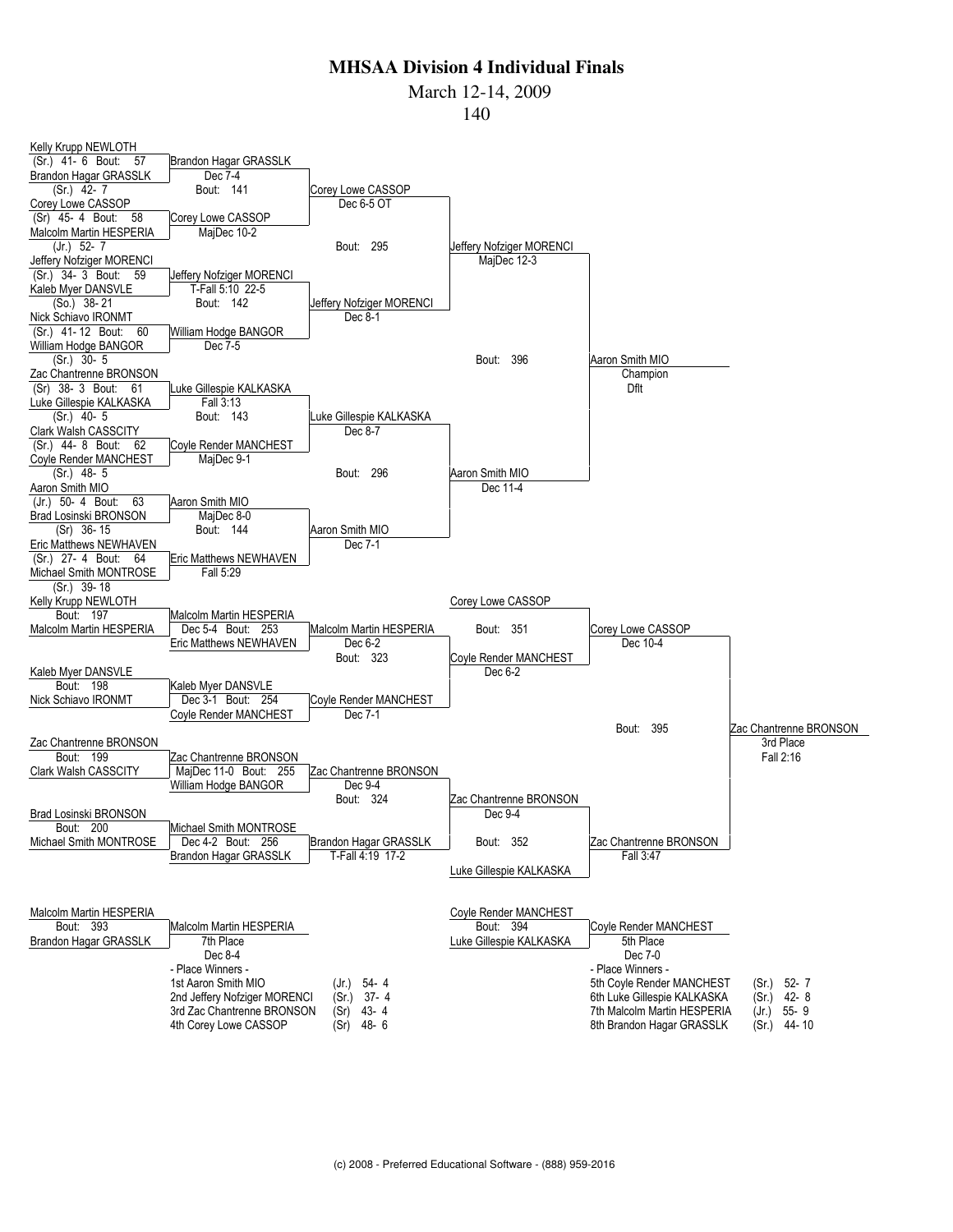# MHSAA Division 4 Individual Finals

March 12-14, 2009

140

## Championship Bracket

**First Round**

- Bout 57: Kelly Krupp NEWLOTH (Sr.) 41- 6 vs. Brandon Hagar GRASSLK (Sr.) 42- 7 — Brandon Hagar GRASSLK, Dec 7-4
- Bout 58: Corey Lowe CASSOP (Sr) 45- 4 vs. Malcolm Martin HESPERIA (Jr.) 52- 7 — Corey Lowe CASSOP, MajDec 10-2
- Bout 59: Jeffery Nofziger MORENCI (Sr.) 34- 3 vs. Kaleb Myer DANSVLE (So.) 38- 21 — Jeffery Nofziger MORENCI, T-Fall 5:10 22-5
- Bout 60: Nick Schiavo IRONMT (Sr.) 41- 12 vs. William Hodge BANGOR (Sr.) 30- 5 — William Hodge BANGOR, Dec 7-5
- Bout 61: Zac Chantrenne BRONSON (Sr) 38- 3 vs. Luke Gillespie KALKASKA (Sr.) 40- 5 — Luke Gillespie KALKASKA, Fall 3:13
- Bout 62: Clark Walsh CASSCITY (Sr.) 44- 8 vs. Coyle Render MANCHEST (Sr.) 48- 5 — Coyle Render MANCHEST, MajDec 9-1
- Bout 63: Aaron Smith MIO (Jr.) 50- 4 vs. Brad Losinski BRONSON (Sr) 36- 15 — Aaron Smith MIO, MajDec 8-0
- Bout 64: Eric Matthews NEWHAVEN (Sr.) 27- 4 vs. Michael Smith MONTROSE (Sr.) 39- 18 — Eric Matthews NEWHAVEN, Fall 5:29

**Quarterfinals**

- Bout 141: Brandon Hagar GRASSLK vs. Corey Lowe CASSOP — Corey Lowe CASSOP, Dec 6-5 OT
- Bout 142: Jeffery Nofziger MORENCI vs. William Hodge BANGOR — Jeffery Nofziger MORENCI, Dec 8-1
- Bout 143: Luke Gillespie KALKASKA vs. Coyle Render MANCHEST — Luke Gillespie KALKASKA, Dec 8-7
- Bout 144: Aaron Smith MIO vs. Eric Matthews NEWHAVEN — Aaron Smith MIO, Dec 7-1

**Semifinals**

- Bout 295: Corey Lowe CASSOP vs. Jeffery Nofziger MORENCI — Jeffery Nofziger MORENCI, MajDec 12-3
- Bout 296: Luke Gillespie KALKASKA vs. Aaron Smith MIO — Aaron Smith MIO, Dec 11-4

**Final**

- Bout 396: Jeffery Nofziger MORENCI vs. Aaron Smith MIO — Aaron Smith MIO, Champion, Dflt

## Consolation Bracket

- Bout 197: Kelly Krupp NEWLOTH vs. Malcolm Martin HESPERIA — Malcolm Martin HESPERIA
- Bout 198: Kaleb Myer DANSVLE vs. Nick Schiavo IRONMT — Kaleb Myer DANSVLE
- Bout 199: Zac Chantrenne BRONSON vs. Clark Walsh CASSCITY — Zac Chantrenne BRONSON
- Bout 200: Brad Losinski BRONSON vs. Michael Smith MONTROSE — Michael Smith MONTROSE
- Bout 253: Malcolm Martin HESPERIA vs. Eric Matthews NEWHAVEN — Malcolm Martin HESPERIA, Dec 5-4
- Bout 254: Kaleb Myer DANSVLE vs. Coyle Render MANCHEST — Coyle Render MANCHEST, Dec 3-1
- Bout 255: Zac Chantrenne BRONSON vs. William Hodge BANGOR — Zac Chantrenne BRONSON, MajDec 11-0
- Bout 256: Michael Smith MONTROSE vs. Brandon Hagar GRASSLK — Brandon Hagar GRASSLK, Dec 4-2
- Bout 323: Malcolm Martin HESPERIA vs. Coyle Render MANCHEST — Malcolm Martin HESPERIA Dec 6-2; Coyle Render MANCHEST Dec 7-1
- Bout 324: Zac Chantrenne BRONSON vs. Brandon Hagar GRASSLK — Zac Chantrenne BRONSON Dec 9-4; Brandon Hagar GRASSLK T-Fall 4:19 17-2
- Bout 351: Corey Lowe CASSOP vs. Coyle Render MANCHEST — Corey Lowe CASSOP, Dec 6-2
- Bout 352: Zac Chantrenne BRONSON vs. Luke Gillespie KALKASKA — Zac Chantrenne BRONSON, Dec 9-4
- Bout 395: Corey Lowe CASSOP (Dec 10-4) vs. Zac Chantrenne BRONSON (Fall 3:47) — Zac Chantrenne BRONSON, 3rd Place, Fall 2:16

## Placement Bouts

- Bout 393: Malcolm Martin HESPERIA vs. Brandon Hagar GRASSLK — Malcolm Martin HESPERIA, 7th Place, Dec 8-4
- Bout 394: Coyle Render MANCHEST vs. Luke Gillespie KALKASKA — Coyle Render MANCHEST, 5th Place, Dec 7-0

## Place Winners

| Place | Wrestler | Year | Record |
|---|---|---|---|
| 1st | Aaron Smith MIO | (Jr.) | 54- 4 |
| 2nd | Jeffery Nofziger MORENCI | (Sr.) | 37- 4 |
| 3rd | Zac Chantrenne BRONSON | (Sr) | 43- 4 |
| 4th | Corey Lowe CASSOP | (Sr) | 48- 6 |
| 5th | Coyle Render MANCHEST | (Sr.) | 52- 7 |
| 6th | Luke Gillespie KALKASKA | (Sr.) | 42- 8 |
| 7th | Malcolm Martin HESPERIA | (Jr.) | 55- 9 |
| 8th | Brandon Hagar GRASSLK | (Sr.) | 44- 10 |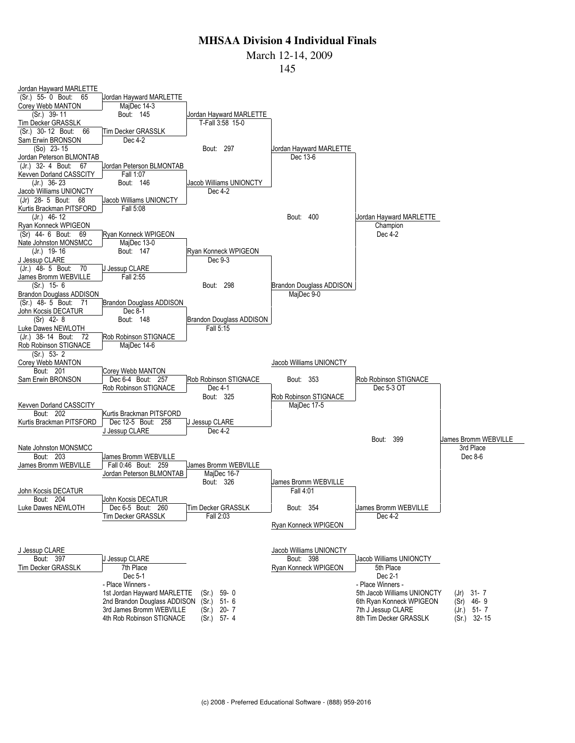# MHSAA Division 4 Individual Finals

March 12-14, 2009

145

## Championship Bracket

**First Round**

- Bout 65: Jordan Hayward MARLETTE (Sr.) 55- 0 vs. Corey Webb MANTON (Sr.) 39- 11 — Jordan Hayward MARLETTE, MajDec 14-3
- Bout 66: Tim Decker GRASSLK (Sr.) 30- 12 vs. Sam Erwin BRONSON (So) 23- 15 — Tim Decker GRASSLK, Dec 4-2
- Bout 67: Jordan Peterson BLMONTAB (Jr.) 32- 4 vs. Kevven Dorland CASSCITY (Jr.) 36- 23 — Jordan Peterson BLMONTAB, Fall 1:07
- Bout 68: Jacob Williams UNIONCTY (Jr) 28- 5 vs. Kurtis Brackman PITSFORD (Jr.) 46- 12 — Jacob Williams UNIONCTY, Fall 5:08
- Bout 69: Ryan Konneck WPIGEON (Sr) 44- 6 vs. Nate Johnston MONSMCC (Jr.) 19- 16 — Ryan Konneck WPIGEON, MajDec 13-0
- Bout 70: J Jessup CLARE (Jr.) 48- 5 vs. James Bromm WEBVILLE (Sr.) 15- 6 — J Jessup CLARE, Fall 2:55
- Bout 71: Brandon Douglass ADDISON (Sr.) 48- 5 vs. John Kocsis DECATUR (Sr) 42- 8 — Brandon Douglass ADDISON, Dec 8-1
- Bout 72: Luke Dawes NEWLOTH (Jr.) 38- 14 vs. Rob Robinson STIGNACE (Sr.) 53- 2 — Rob Robinson STIGNACE, MajDec 14-6

**Quarterfinals**

- Bout 145: Jordan Hayward MARLETTE vs. Tim Decker GRASSLK — Jordan Hayward MARLETTE, T-Fall 3:58 15-0
- Bout 146: Jordan Peterson BLMONTAB vs. Jacob Williams UNIONCTY — Jacob Williams UNIONCTY, Dec 4-2
- Bout 147: Ryan Konneck WPIGEON vs. J Jessup CLARE — Ryan Konneck WPIGEON, Dec 9-3
- Bout 148: Brandon Douglass ADDISON vs. Rob Robinson STIGNACE — Brandon Douglass ADDISON, Fall 5:15

**Semifinals**

- Bout 297: Jordan Hayward MARLETTE vs. Jacob Williams UNIONCTY — Jordan Hayward MARLETTE, Dec 13-6
- Bout 298: Ryan Konneck WPIGEON vs. Brandon Douglass ADDISON — Brandon Douglass ADDISON, MajDec 9-0

**Final**

- Bout 400: Jordan Hayward MARLETTE vs. Brandon Douglass ADDISON — Jordan Hayward MARLETTE, Champion, Dec 4-2

## Consolation Bracket

- Bout 201: Corey Webb MANTON vs. Sam Erwin BRONSON — Corey Webb MANTON
- Bout 202: Kevven Dorland CASSCITY vs. Kurtis Brackman PITSFORD — Kurtis Brackman PITSFORD
- Bout 203: Nate Johnston MONSMCC vs. James Bromm WEBVILLE — James Bromm WEBVILLE
- Bout 204: John Kocsis DECATUR vs. Luke Dawes NEWLOTH — John Kocsis DECATUR
- Bout 257: Corey Webb MANTON vs. Rob Robinson STIGNACE — Rob Robinson STIGNACE, Dec 6-4
- Bout 258: Kurtis Brackman PITSFORD vs. J Jessup CLARE — J Jessup CLARE, Dec 12-5
- Bout 259: James Bromm WEBVILLE vs. Jordan Peterson BLMONTAB — James Bromm WEBVILLE, Fall 0:46
- Bout 260: John Kocsis DECATUR vs. Tim Decker GRASSLK — Tim Decker GRASSLK, Dec 6-5
- Bout 325: Rob Robinson STIGNACE vs. J Jessup CLARE — Rob Robinson STIGNACE, Dec 4-1
- Bout 326: James Bromm WEBVILLE vs. Tim Decker GRASSLK — James Bromm WEBVILLE, MajDec 16-7
- Bout 353: Jacob Williams UNIONCTY vs. Rob Robinson STIGNACE — Rob Robinson STIGNACE, MajDec 17-5
- Bout 354: James Bromm WEBVILLE vs. Ryan Konneck WPIGEON — James Bromm WEBVILLE, Fall 4:01
- Bout 399: Rob Robinson STIGNACE vs. James Bromm WEBVILLE — James Bromm WEBVILLE, 3rd Place, Dec 8-6
  - (Tim Decker GRASSLK, Fall 2:03; James Bromm WEBVILLE, Dec 4-2; Rob Robinson STIGNACE, Dec 5-3 OT)
- Bout 397: J Jessup CLARE vs. Tim Decker GRASSLK — J Jessup CLARE, 7th Place, Dec 5-1
- Bout 398: Jacob Williams UNIONCTY vs. Ryan Konneck WPIGEON — Jacob Williams UNIONCTY, 5th Place, Dec 2-1

## Place Winners

| Place | Name | Year | Record |
|---|---|---|---|
| 1st | Jordan Hayward MARLETTE | (Sr.) | 59- 0 |
| 2nd | Brandon Douglass ADDISON | (Sr.) | 51- 6 |
| 3rd | James Bromm WEBVILLE | (Sr.) | 20- 7 |
| 4th | Rob Robinson STIGNACE | (Sr.) | 57- 4 |
| 5th | Jacob Williams UNIONCTY | (Jr) | 31- 7 |
| 6th | Ryan Konneck WPIGEON | (Sr) | 46- 9 |
| 7th | J Jessup CLARE | (Jr.) | 51- 7 |
| 8th | Tim Decker GRASSLK | (Sr.) | 32- 15 |

(c) 2008 - Preferred Educational Software - (888) 959-2016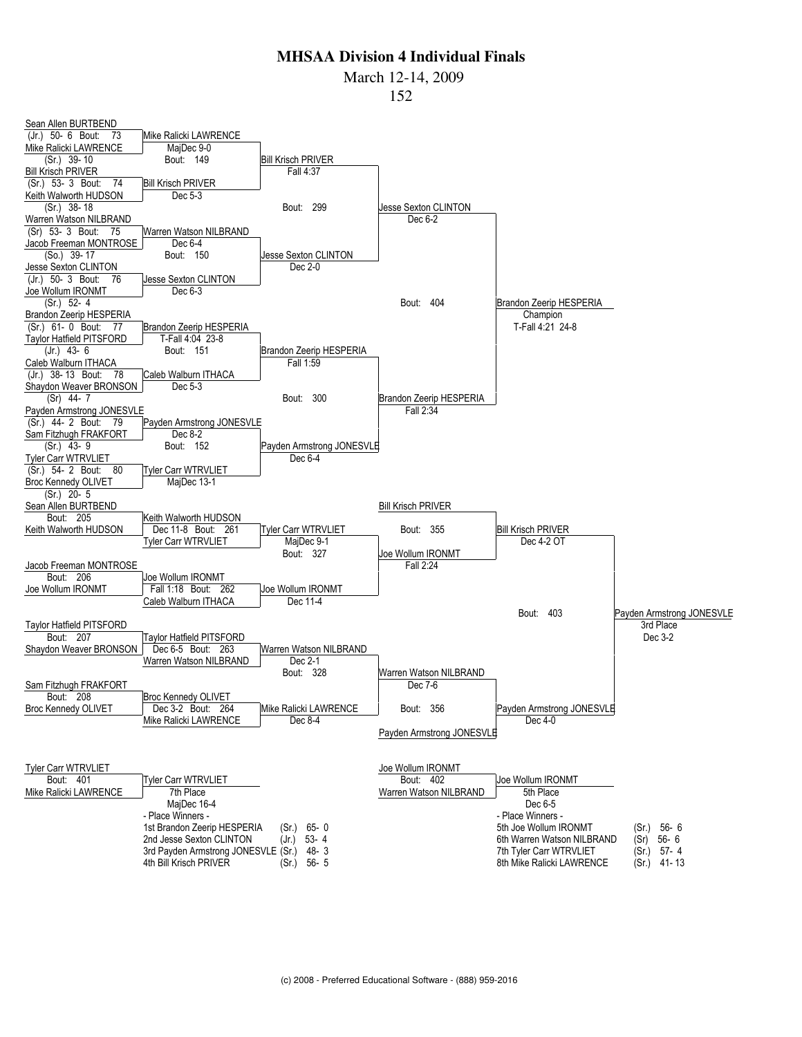# MHSAA Division 4 Individual Finals

March 12-14, 2009

152

## Championship Bracket

### First Round

| Bout | Wrestler 1 | Wrestler 2 | Winner | Result |
|---|---|---|---|---|
| 73 | Sean Allen BURTBEND (Jr.) 50- 6 | Mike Ralicki LAWRENCE (Sr.) 39- 10 | Mike Ralicki LAWRENCE | MajDec 9-0 |
| 74 | Bill Krisch PRIVER (Sr.) 53- 3 | Keith Walworth HUDSON (Sr.) 38- 18 | Bill Krisch PRIVER | Dec 5-3 |
| 75 | Warren Watson NILBRAND (Sr) 53- 3 | Jacob Freeman MONTROSE (So.) 39- 17 | Warren Watson NILBRAND | Dec 6-4 |
| 76 | Jesse Sexton CLINTON (Jr.) 50- 3 | Joe Wollum IRONMT (Sr.) 52- 4 | Jesse Sexton CLINTON | Dec 6-3 |
| 77 | Brandon Zeerip HESPERIA (Sr.) 61- 0 | Taylor Hatfield PITSFORD (Jr.) 43- 6 | Brandon Zeerip HESPERIA | T-Fall 4:04 23-8 |
| 78 | Caleb Walburn ITHACA (Jr.) 38- 13 | Shaydon Weaver BRONSON (Sr) 44- 7 | Caleb Walburn ITHACA | Dec 5-3 |
| 79 | Payden Armstrong JONESVLE (Sr.) 44- 2 | Sam Fitzhugh FRAKFORT (Sr.) 43- 9 | Payden Armstrong JONESVLE | Dec 8-2 |
| 80 | Tyler Carr WTRVLIET (Sr.) 54- 2 | Broc Kennedy OLIVET (Sr.) 20- 5 | Tyler Carr WTRVLIET | MajDec 13-1 |

### Quarterfinals

| Bout | Winner | Result |
|---|---|---|
| 149 | Bill Krisch PRIVER | Fall 4:37 |
| 150 | Jesse Sexton CLINTON | Dec 2-0 |
| 151 | Brandon Zeerip HESPERIA | Fall 1:59 |
| 152 | Payden Armstrong JONESVLE | Dec 6-4 |

### Semifinals

| Bout | Winner | Result |
|---|---|---|
| 299 | Jesse Sexton CLINTON | Dec 6-2 |
| 300 | Brandon Zeerip HESPERIA | Fall 2:34 |

### Final

| Bout | Winner | Result |
|---|---|---|
| 404 | Brandon Zeerip HESPERIA — Champion | T-Fall 4:21 24-8 |

## Consolation Bracket

| Bout | Wrestler 1 | Wrestler 2 | Winner | Result |
|---|---|---|---|---|
| 205 | Sean Allen BURTBEND | Keith Walworth HUDSON | Keith Walworth HUDSON | |
| 206 | Jacob Freeman MONTROSE | Joe Wollum IRONMT | Joe Wollum IRONMT | |
| 207 | Taylor Hatfield PITSFORD | Shaydon Weaver BRONSON | Taylor Hatfield PITSFORD | |
| 208 | Sam Fitzhugh FRAKFORT | Broc Kennedy OLIVET | Broc Kennedy OLIVET | |
| 261 | Keith Walworth HUDSON | Tyler Carr WTRVLIET | Tyler Carr WTRVLIET | Dec 11-8 |
| 262 | Joe Wollum IRONMT | Caleb Walburn ITHACA | Joe Wollum IRONMT | Fall 1:18 |
| 263 | Taylor Hatfield PITSFORD | Warren Watson NILBRAND | Warren Watson NILBRAND | Dec 6-5 |
| 264 | Broc Kennedy OLIVET | Mike Ralicki LAWRENCE | Mike Ralicki LAWRENCE | Dec 3-2 |
| 327 | Tyler Carr WTRVLIET | Joe Wollum IRONMT | Joe Wollum IRONMT | MajDec 9-1 / Dec 11-4 |
| 328 | Warren Watson NILBRAND | Mike Ralicki LAWRENCE | Warren Watson NILBRAND | Dec 2-1 / Dec 8-4 |
| 355 | Bill Krisch PRIVER | Joe Wollum IRONMT | Bill Krisch PRIVER | Fall 2:24 |
| 356 | Warren Watson NILBRAND | Payden Armstrong JONESVLE | Payden Armstrong JONESVLE | Dec 7-6 |
| 403 | Bill Krisch PRIVER | Payden Armstrong JONESVLE | Payden Armstrong JONESVLE — 3rd Place | Dec 4-2 OT / Dec 4-0 / Dec 3-2 |

### Placement Bouts

| Bout | Wrestler 1 | Wrestler 2 | Winner | Result |
|---|---|---|---|---|
| 401 | Tyler Carr WTRVLIET | Mike Ralicki LAWRENCE | Tyler Carr WTRVLIET — 7th Place | MajDec 16-4 |
| 402 | Joe Wollum IRONMT | Warren Watson NILBRAND | Joe Wollum IRONMT — 5th Place | Dec 6-5 |

## - Place Winners -

| Place | Wrestler | Year | Record |
|---|---|---|---|
| 1st | Brandon Zeerip HESPERIA | (Sr.) | 65- 0 |
| 2nd | Jesse Sexton CLINTON | (Jr.) | 53- 4 |
| 3rd | Payden Armstrong JONESVLE | (Sr.) | 48- 3 |
| 4th | Bill Krisch PRIVER | (Sr.) | 56- 5 |
| 5th | Joe Wollum IRONMT | (Sr.) | 56- 6 |
| 6th | Warren Watson NILBRAND | (Sr) | 56- 6 |
| 7th | Tyler Carr WTRVLIET | (Sr.) | 57- 4 |
| 8th | Mike Ralicki LAWRENCE | (Sr.) | 41- 13 |

(c) 2008 - Preferred Educational Software - (888) 959-2016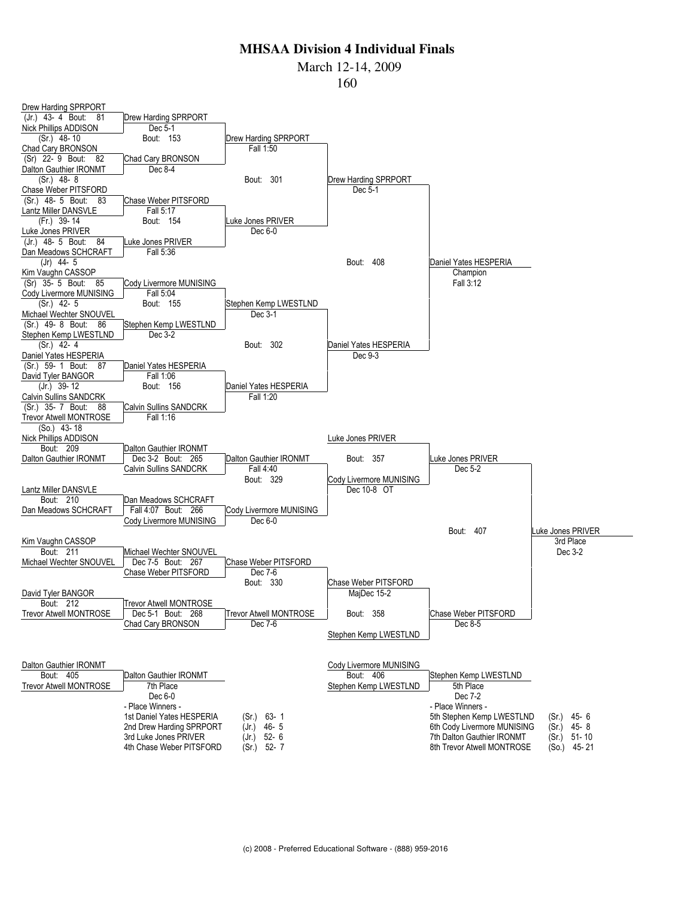# MHSAA Division 4 Individual Finals

March 12-14, 2009

160

## Championship Bracket

### First Round

| Bout | Wrestler 1 | Wrestler 2 | Winner | Result |
| --- | --- | --- | --- | --- |
| 81 | Drew Harding SPRPORT (Jr.) 43- 4 | Nick Phillips ADDISON (Sr.) 48- 10 | Drew Harding SPRPORT | Dec 5-1 |
| 82 | Chad Cary BRONSON (Sr) 22- 9 | Dalton Gauthier IRONMT (Sr.) 48- 8 | Chad Cary BRONSON | Dec 8-4 |
| 83 | Chase Weber PITSFORD (Sr.) 48- 5 | Lantz Miller DANSVLE (Fr.) 39- 14 | Chase Weber PITSFORD | Fall 5:17 |
| 84 | Luke Jones PRIVER (Jr.) 48- 5 | Dan Meadows SCHCRAFT (Jr) 44- 5 | Luke Jones PRIVER | Fall 5:36 |
| 85 | Kim Vaughn CASSOP (Sr) 35- 5 | Cody Livermore MUNISING (Sr.) 42- 5 | Cody Livermore MUNISING | Fall 5:04 |
| 86 | Michael Wechter SNOUVEL (Sr.) 49- 8 | Stephen Kemp LWESTLND (Sr.) 42- 4 | Stephen Kemp LWESTLND | Dec 3-2 |
| 87 | Daniel Yates HESPERIA (Sr.) 59- 1 | David Tyler BANGOR (Jr.) 39- 12 | Daniel Yates HESPERIA | Fall 1:06 |
| 88 | Calvin Sullins SANDCRK (Sr.) 35- 7 | Trevor Atwell MONTROSE (So.) 43- 18 | Calvin Sullins SANDCRK | Fall 1:16 |

### Quarterfinals

| Bout | Winner | Result |
| --- | --- | --- |
| 153 | Drew Harding SPRPORT | Fall 1:50 |
| 154 | Luke Jones PRIVER | Dec 6-0 |
| 155 | Stephen Kemp LWESTLND | Dec 3-1 |
| 156 | Daniel Yates HESPERIA | Fall 1:20 |

### Semifinals

| Bout | Winner | Result |
| --- | --- | --- |
| 301 | Drew Harding SPRPORT | Dec 5-1 |
| 302 | Daniel Yates HESPERIA | Dec 9-3 |

### Final

| Bout | Winner | Result |
| --- | --- | --- |
| 408 | Daniel Yates HESPERIA — Champion | Fall 3:12 |

## Consolation Bracket

| Bout | Wrestler 1 | Wrestler 2 | Winner | Result |
| --- | --- | --- | --- | --- |
| 209 | Nick Phillips ADDISON | Dalton Gauthier IRONMT | Dalton Gauthier IRONMT | |
| 210 | Lantz Miller DANSVLE | Dan Meadows SCHCRAFT | Dan Meadows SCHCRAFT | |
| 211 | Kim Vaughn CASSOP | Michael Wechter SNOUVEL | Michael Wechter SNOUVEL | |
| 212 | David Tyler BANGOR | Trevor Atwell MONTROSE | Trevor Atwell MONTROSE | |
| 265 | Dalton Gauthier IRONMT | Calvin Sullins SANDCRK | Dalton Gauthier IRONMT | Dec 3-2 |
| 266 | Dan Meadows SCHCRAFT | Cody Livermore MUNISING | Cody Livermore MUNISING | Fall 4:07 |
| 267 | Michael Wechter SNOUVEL | Chase Weber PITSFORD | Chase Weber PITSFORD | Dec 7-5 |
| 268 | Trevor Atwell MONTROSE | Chad Cary BRONSON | Trevor Atwell MONTROSE | Dec 5-1 |
| 329 | Dalton Gauthier IRONMT | Cody Livermore MUNISING | Cody Livermore MUNISING | Fall 4:40 / Dec 6-0 |
| 330 | Chase Weber PITSFORD | Trevor Atwell MONTROSE | Chase Weber PITSFORD | Dec 7-6 / Dec 7-6 |
| 357 | Luke Jones PRIVER | Cody Livermore MUNISING | Luke Jones PRIVER | Dec 10-8 OT |
| 358 | Chase Weber PITSFORD | Stephen Kemp LWESTLND | Chase Weber PITSFORD | MajDec 15-2 |
| 407 | Luke Jones PRIVER | Chase Weber PITSFORD | Luke Jones PRIVER — 3rd Place | Dec 5-2 / Dec 8-5 / Dec 3-2 |
| 405 | Dalton Gauthier IRONMT | Trevor Atwell MONTROSE | Dalton Gauthier IRONMT — 7th Place | Dec 6-0 |
| 406 | Cody Livermore MUNISING | Stephen Kemp LWESTLND | Stephen Kemp LWESTLND — 5th Place | Dec 7-2 |

## - Place Winners -

| Place | Wrestler | Class | Record |
| --- | --- | --- | --- |
| 1st | Daniel Yates HESPERIA | (Sr.) | 63- 1 |
| 2nd | Drew Harding SPRPORT | (Jr.) | 46- 5 |
| 3rd | Luke Jones PRIVER | (Jr.) | 52- 6 |
| 4th | Chase Weber PITSFORD | (Sr.) | 52- 7 |
| 5th | Stephen Kemp LWESTLND | (Sr.) | 45- 6 |
| 6th | Cody Livermore MUNISING | (Sr.) | 45- 8 |
| 7th | Dalton Gauthier IRONMT | (Sr.) | 51- 10 |
| 8th | Trevor Atwell MONTROSE | (So.) | 45- 21 |

(c) 2008 - Preferred Educational Software - (888) 959-2016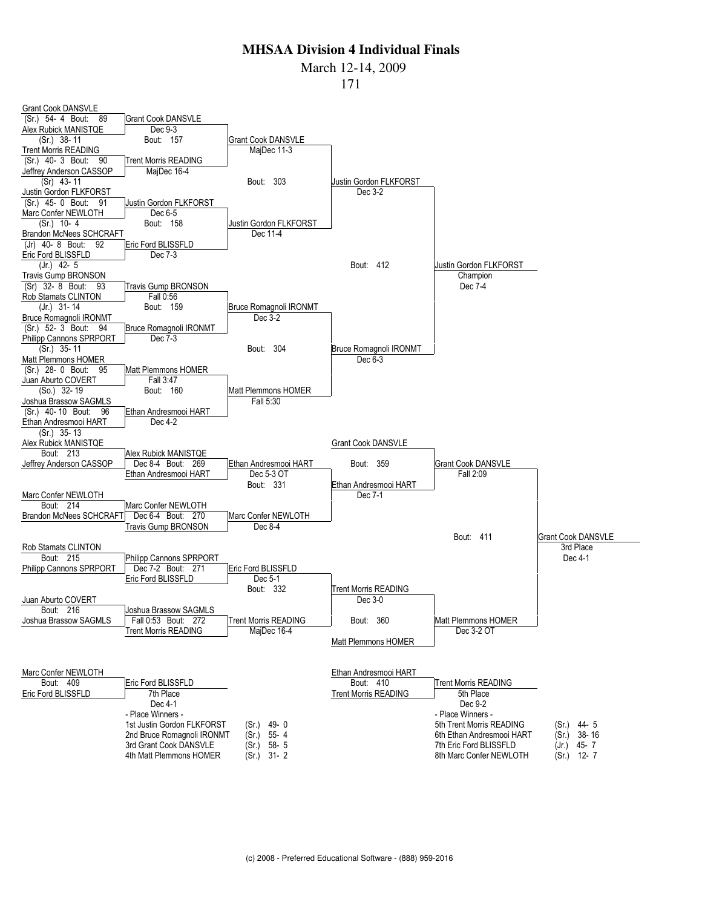# MHSAA Division 4 Individual Finals

March 12-14, 2009

171

## Championship Bracket

### First Round

| Bout | Wrestler 1 | Wrestler 2 | Winner | Result |
|---|---|---|---|---|
| 89 | Grant Cook DANSVLE (Sr.) 54- 4 | Alex Rubick MANISTQE (Sr.) 38- 11 | Grant Cook DANSVLE | Dec 9-3 |
| 90 | Trent Morris READING (Sr.) 40- 3 | Jeffrey Anderson CASSOP (Sr) 43- 11 | Trent Morris READING | MajDec 16-4 |
| 91 | Justin Gordon FLKFORST (Sr.) 45- 0 | Marc Confer NEWLOTH (Sr.) 10- 4 | Justin Gordon FLKFORST | Dec 6-5 |
| 92 | Brandon McNees SCHCRAFT (Jr) 40- 8 | Eric Ford BLISSFLD (Jr.) 42- 5 | Eric Ford BLISSFLD | Dec 7-3 |
| 93 | Travis Gump BRONSON (Sr) 32- 8 | Rob Stamats CLINTON (Jr.) 31- 14 | Travis Gump BRONSON | Fall 0:56 |
| 94 | Bruce Romagnoli IRONMT (Sr.) 52- 3 | Philipp Cannons SPRPORT (Sr.) 35- 11 | Bruce Romagnoli IRONMT | Dec 7-3 |
| 95 | Matt Plemmons HOMER (Sr.) 28- 0 | Juan Aburto COVERT (So.) 32- 19 | Matt Plemmons HOMER | Fall 3:47 |
| 96 | Joshua Brassow SAGMLS (Sr.) 40- 10 | Ethan Andresmooi HART (Sr.) 35- 13 | Ethan Andresmooi HART | Dec 4-2 |

### Quarterfinals

| Bout | Winner | Result |
|---|---|---|
| 157 | Grant Cook DANSVLE | MajDec 11-3 |
| 158 | Justin Gordon FLKFORST | Dec 11-4 |
| 159 | Bruce Romagnoli IRONMT | Dec 3-2 |
| 160 | Matt Plemmons HOMER | Fall 5:30 |

### Semifinals

| Bout | Winner | Result |
|---|---|---|
| 303 | Justin Gordon FLKFORST | Dec 3-2 |
| 304 | Bruce Romagnoli IRONMT | Dec 6-3 |

### Final

| Bout | Winner | Result |
|---|---|---|
| 412 | Justin Gordon FLKFORST — Champion | Dec 7-4 |

## Consolation Bracket

| Bout | Wrestler 1 | Wrestler 2 | Winner | Result |
|---|---|---|---|---|
| 213 | Alex Rubick MANISTQE | Jeffrey Anderson CASSOP | Alex Rubick MANISTQE | Dec 8-4 |
| 214 | Marc Confer NEWLOTH | Brandon McNees SCHCRAFT | Marc Confer NEWLOTH | Dec 6-4 |
| 215 | Rob Stamats CLINTON | Philipp Cannons SPRPORT | Philipp Cannons SPRPORT | Dec 7-2 |
| 216 | Juan Aburto COVERT | Joshua Brassow SAGMLS | Joshua Brassow SAGMLS | Fall 0:53 |
| 269 | Alex Rubick MANISTQE | Ethan Andresmooi HART | Ethan Andresmooi HART | Dec 5-3 OT |
| 270 | Marc Confer NEWLOTH | Travis Gump BRONSON | Marc Confer NEWLOTH | Dec 8-4 |
| 271 | Philipp Cannons SPRPORT | Eric Ford BLISSFLD | Eric Ford BLISSFLD | Dec 5-1 |
| 272 | Joshua Brassow SAGMLS | Trent Morris READING | Trent Morris READING | MajDec 16-4 |
| 331 | Ethan Andresmooi HART | Marc Confer NEWLOTH | Ethan Andresmooi HART | Dec 7-1 |
| 332 | Eric Ford BLISSFLD | Trent Morris READING | Trent Morris READING | Dec 3-0 |
| 359 | Grant Cook DANSVLE | Ethan Andresmooi HART | Grant Cook DANSVLE | Fall 2:09 |
| 360 | Trent Morris READING | Matt Plemmons HOMER | Matt Plemmons HOMER | Dec 3-2 OT |
| 411 | Grant Cook DANSVLE | Matt Plemmons HOMER | Grant Cook DANSVLE — 3rd Place | Dec 4-1 |

## Placement Bouts

| Bout | Wrestler 1 | Wrestler 2 | Winner | Result |
|---|---|---|---|---|
| 409 | Marc Confer NEWLOTH | Eric Ford BLISSFLD | Eric Ford BLISSFLD — 7th Place | Dec 4-1 |
| 410 | Ethan Andresmooi HART | Trent Morris READING | Trent Morris READING — 5th Place | Dec 9-2 |

## Place Winners

| Place | Wrestler | Year | Record |
|---|---|---|---|
| 1st | Justin Gordon FLKFORST | (Sr.) | 49- 0 |
| 2nd | Bruce Romagnoli IRONMT | (Sr.) | 55- 4 |
| 3rd | Grant Cook DANSVLE | (Sr.) | 58- 5 |
| 4th | Matt Plemmons HOMER | (Sr.) | 31- 2 |
| 5th | Trent Morris READING | (Sr.) | 44- 5 |
| 6th | Ethan Andresmooi HART | (Sr.) | 38- 16 |
| 7th | Eric Ford BLISSFLD | (Jr.) | 45- 7 |
| 8th | Marc Confer NEWLOTH | (Sr.) | 12- 7 |

(c) 2008 - Preferred Educational Software - (888) 959-2016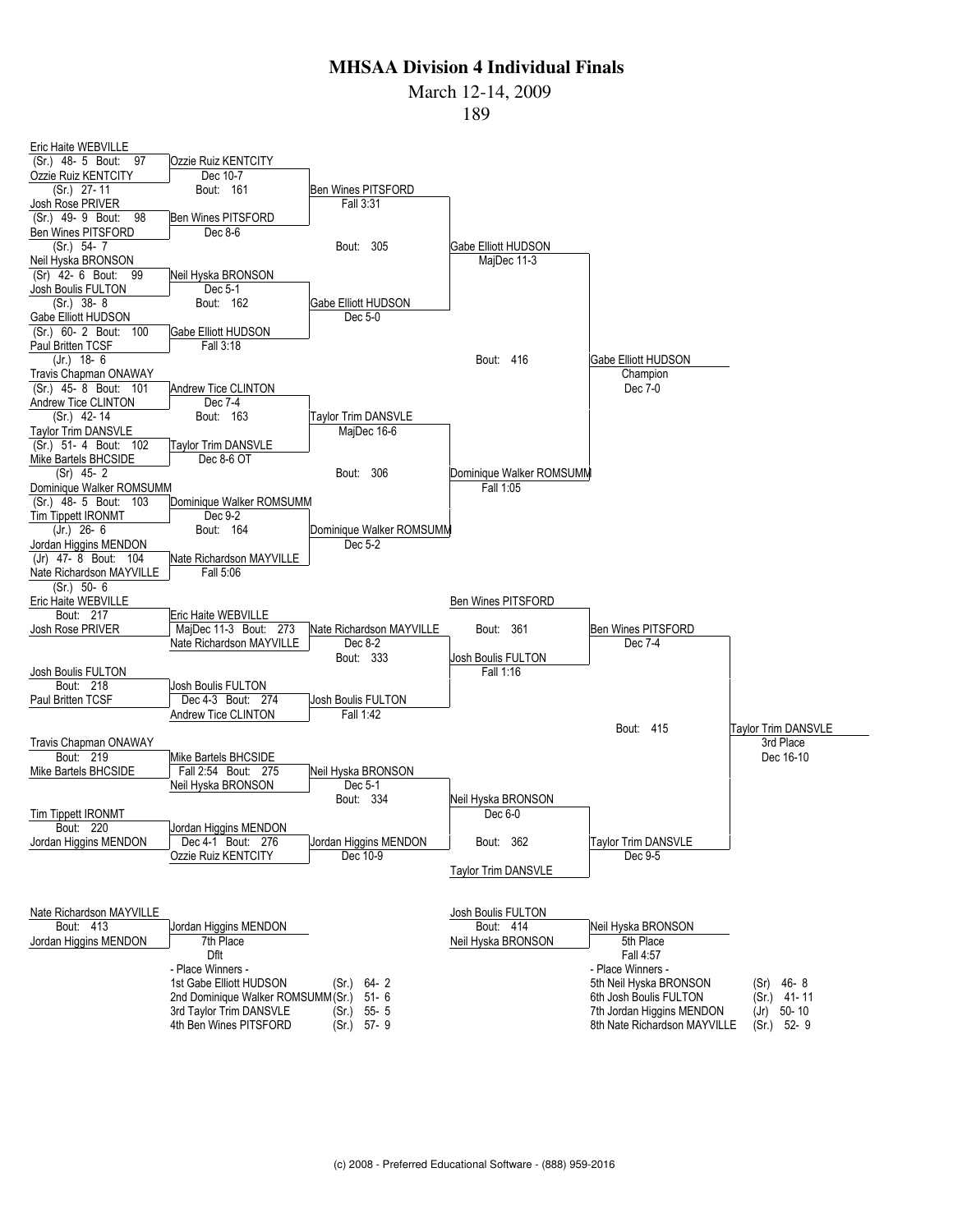# MHSAA Division 4 Individual Finals

March 12-14, 2009

189

## Championship Bracket

### First Round

| Bout | Wrestler 1 | Wrestler 2 | Winner | Result |
|---|---|---|---|---|
| 97 | Eric Haite WEBVILLE (Sr.) 48- 5 | Ozzie Ruiz KENTCITY (Sr.) 27- 11 | Ozzie Ruiz KENTCITY | Dec 10-7 |
| 98 | Josh Rose PRIVER (Sr.) 49- 9 | Ben Wines PITSFORD (Sr.) 54- 7 | Ben Wines PITSFORD | Dec 8-6 |
| 99 | Neil Hyska BRONSON (Sr) 42- 6 | Josh Boulis FULTON (Sr.) 38- 8 | Neil Hyska BRONSON | Dec 5-1 |
| 100 | Gabe Elliott HUDSON (Sr.) 60- 2 | Paul Britten TCSF (Jr.) 18- 6 | Gabe Elliott HUDSON | Fall 3:18 |
| 101 | Travis Chapman ONAWAY (Sr.) 45- 8 | Andrew Tice CLINTON (Sr.) 42- 14 | Andrew Tice CLINTON | Dec 7-4 |
| 102 | Taylor Trim DANSVLE (Sr.) 51- 4 | Mike Bartels BHCSIDE (Sr) 45- 2 | Taylor Trim DANSVLE | Dec 8-6 OT |
| 103 | Dominique Walker ROMSUMM (Sr.) 48- 5 | Tim Tippett IRONMT (Jr.) 26- 6 | Dominique Walker ROMSUMM | Dec 9-2 |
| 104 | Jordan Higgins MENDON (Jr) 47- 8 | Nate Richardson MAYVILLE (Sr.) 50- 6 | Nate Richardson MAYVILLE | Fall 5:06 |

### Quarterfinals

| Bout | Winner | Result |
|---|---|---|
| 161 | Ben Wines PITSFORD | Fall 3:31 |
| 162 | Gabe Elliott HUDSON | Dec 5-0 |
| 163 | Taylor Trim DANSVLE | MajDec 16-6 |
| 164 | Dominique Walker ROMSUMM | Dec 5-2 |

### Semifinals

| Bout | Winner | Result |
|---|---|---|
| 305 | Gabe Elliott HUDSON | MajDec 11-3 |
| 306 | Dominique Walker ROMSUMM | Fall 1:05 |

### Final

| Bout | Winner | Result |
|---|---|---|
| 416 | Gabe Elliott HUDSON — Champion | Dec 7-0 |

## Consolation Bracket

| Bout | Wrestler 1 | Wrestler 2 | Winner | Result |
|---|---|---|---|---|
| 217 | Eric Haite WEBVILLE | Josh Rose PRIVER | Eric Haite WEBVILLE | |
| 218 | Josh Boulis FULTON | Paul Britten TCSF | Josh Boulis FULTON | |
| 219 | Travis Chapman ONAWAY | Mike Bartels BHCSIDE | Mike Bartels BHCSIDE | |
| 220 | Tim Tippett IRONMT | Jordan Higgins MENDON | Jordan Higgins MENDON | |
| 273 | Eric Haite WEBVILLE | Nate Richardson MAYVILLE | Nate Richardson MAYVILLE | MajDec 11-3 |
| 274 | Josh Boulis FULTON | Andrew Tice CLINTON | Josh Boulis FULTON | Dec 4-3 |
| 275 | Mike Bartels BHCSIDE | Neil Hyska BRONSON | Neil Hyska BRONSON | Fall 2:54 |
| 276 | Jordan Higgins MENDON | Ozzie Ruiz KENTCITY | Jordan Higgins MENDON | Dec 4-1 |
| 333 | Nate Richardson MAYVILLE | Josh Boulis FULTON | Josh Boulis FULTON | Fall 1:42 |
| 334 | Neil Hyska BRONSON | Jordan Higgins MENDON | Neil Hyska BRONSON | Dec 10-9 |
| 361 | Ben Wines PITSFORD | Josh Boulis FULTON | Ben Wines PITSFORD | Fall 1:16 |
| 362 | Neil Hyska BRONSON | Taylor Trim DANSVLE | Taylor Trim DANSVLE | Dec 6-0 |
| 415 | Ben Wines PITSFORD | Taylor Trim DANSVLE | Taylor Trim DANSVLE — 3rd Place | Dec 16-10 |

Other results shown: Nate Richardson MAYVILLE Dec 8-2; Neil Hyska BRONSON Dec 5-1; Ben Wines PITSFORD Dec 7-4; Taylor Trim DANSVLE Dec 9-5.

## Placement Matches

| Bout | Wrestler 1 | Wrestler 2 | Winner | Result |
|---|---|---|---|---|
| 413 | Nate Richardson MAYVILLE | Jordan Higgins MENDON | Jordan Higgins MENDON — 7th Place | Dflt |
| 414 | Josh Boulis FULTON | Neil Hyska BRONSON | Neil Hyska BRONSON — 5th Place | Fall 4:57 |

## - Place Winners -

| Place | Wrestler | Year | Record |
|---|---|---|---|
| 1st | Gabe Elliott HUDSON | (Sr.) | 64- 2 |
| 2nd | Dominique Walker ROMSUMM | (Sr.) | 51- 6 |
| 3rd | Taylor Trim DANSVLE | (Sr.) | 55- 5 |
| 4th | Ben Wines PITSFORD | (Sr.) | 57- 9 |
| 5th | Neil Hyska BRONSON | (Sr) | 46- 8 |
| 6th | Josh Boulis FULTON | (Sr.) | 41- 11 |
| 7th | Jordan Higgins MENDON | (Jr) | 50- 10 |
| 8th | Nate Richardson MAYVILLE | (Sr.) | 52- 9 |

(c) 2008 - Preferred Educational Software - (888) 959-2016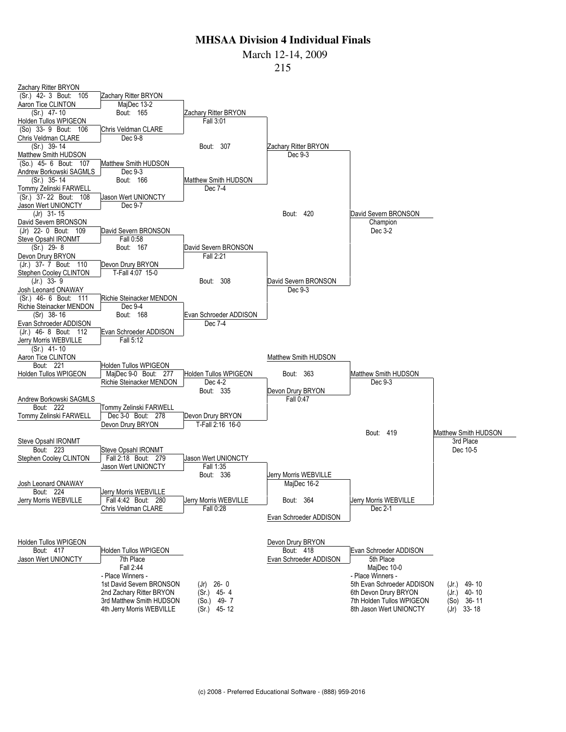# MHSAA Division 4 Individual Finals

March 12-14, 2009

215

## Championship Bracket

Zachary Ritter BRYON
(Sr.) 42- 3 Bout: 105
Aaron Tice CLINTON
(Sr.) 47- 10

Zachary Ritter BRYON
MajDec 13-2
Bout: 165

Holden Tullos WPIGEON
(So) 33- 9 Bout: 106
Chris Veldman CLARE
(Sr.) 39- 14

Chris Veldman CLARE
Dec 9-8

Zachary Ritter BRYON
Fall 3:01
Bout: 307

Matthew Smith HUDSON
(So.) 45- 6 Bout: 107
Andrew Borkowski SAGMLS
(Sr.) 35- 14

Matthew Smith HUDSON
Dec 9-3
Bout: 166

Tommy Zelinski FARWELL
(Sr.) 37- 22 Bout: 108
Jason Wert UNIONCTY
(Jr) 31- 15

Jason Wert UNIONCTY
Dec 9-7

Matthew Smith HUDSON
Dec 7-4

Zachary Ritter BRYON
Dec 9-3
Bout: 420

David Severn BRONSON
(Jr) 22- 0 Bout: 109
Steve Opsahl IRONMT
(Sr.) 29- 8

David Severn BRONSON
Fall 0:58
Bout: 167

Devon Drury BRYON
(Jr.) 37- 7 Bout: 110
Stephen Cooley CLINTON
(Jr.) 33- 9

Devon Drury BRYON
T-Fall 4:07 15-0

David Severn BRONSON
Fall 2:21
Bout: 308

Josh Leonard ONAWAY
(Sr.) 46- 6 Bout: 111
Richie Steinacker MENDON
(Sr) 38- 16

Richie Steinacker MENDON
Dec 9-4
Bout: 168

Evan Schroeder ADDISON
(Jr.) 46- 8 Bout: 112
Jerry Morris WEBVILLE
(Sr.) 41- 10

Evan Schroeder ADDISON
Fall 5:12

Evan Schroeder ADDISON
Dec 7-4

David Severn BRONSON
Dec 9-3

**David Severn BRONSON**
Champion
Dec 3-2

## Consolation Bracket

Aaron Tice CLINTON
Bout: 221
Holden Tullos WPIGEON

Holden Tullos WPIGEON
MajDec 9-0 Bout: 277
Richie Steinacker MENDON

Holden Tullos WPIGEON
Dec 4-2
Bout: 335

Andrew Borkowski SAGMLS
Bout: 222
Tommy Zelinski FARWELL

Tommy Zelinski FARWELL
Dec 3-0 Bout: 278
Devon Drury BRYON

Devon Drury BRYON
T-Fall 2:16 16-0

Matthew Smith HUDSON
Bout: 363
Devon Drury BRYON
Fall 0:47

Matthew Smith HUDSON
Dec 9-3
Bout: 419

Steve Opsahl IRONMT
Bout: 223
Stephen Cooley CLINTON

Steve Opsahl IRONMT
Fall 2:18 Bout: 279
Jason Wert UNIONCTY

Jason Wert UNIONCTY
Fall 1:35
Bout: 336

Josh Leonard ONAWAY
Bout: 224
Jerry Morris WEBVILLE

Jerry Morris WEBVILLE
Fall 4:42 Bout: 280
Chris Veldman CLARE

Jerry Morris WEBVILLE
Fall 0:28

Jerry Morris WEBVILLE
MajDec 16-2
Bout: 364
Evan Schroeder ADDISON

Jerry Morris WEBVILLE
Dec 2-1

**Matthew Smith HUDSON**
3rd Place
Dec 10-5

## Placement Bouts

Holden Tullos WPIGEON
Bout: 417
Jason Wert UNIONCTY

Holden Tullos WPIGEON
7th Place
Fall 2:44

Devon Drury BRYON
Bout: 418
Evan Schroeder ADDISON

Evan Schroeder ADDISON
5th Place
MajDec 10-0

## - Place Winners -

| Place | Wrestler | Year | Record |
|---|---|---|---|
| 1st | David Severn BRONSON | (Jr) | 26- 0 |
| 2nd | Zachary Ritter BRYON | (Sr.) | 45- 4 |
| 3rd | Matthew Smith HUDSON | (So.) | 49- 7 |
| 4th | Jerry Morris WEBVILLE | (Sr.) | 45- 12 |
| 5th | Evan Schroeder ADDISON | (Jr.) | 49- 10 |
| 6th | Devon Drury BRYON | (Jr.) | 40- 10 |
| 7th | Holden Tullos WPIGEON | (So) | 36- 11 |
| 8th | Jason Wert UNIONCTY | (Jr) | 33- 18 |

(c) 2008 - Preferred Educational Software - (888) 959-2016